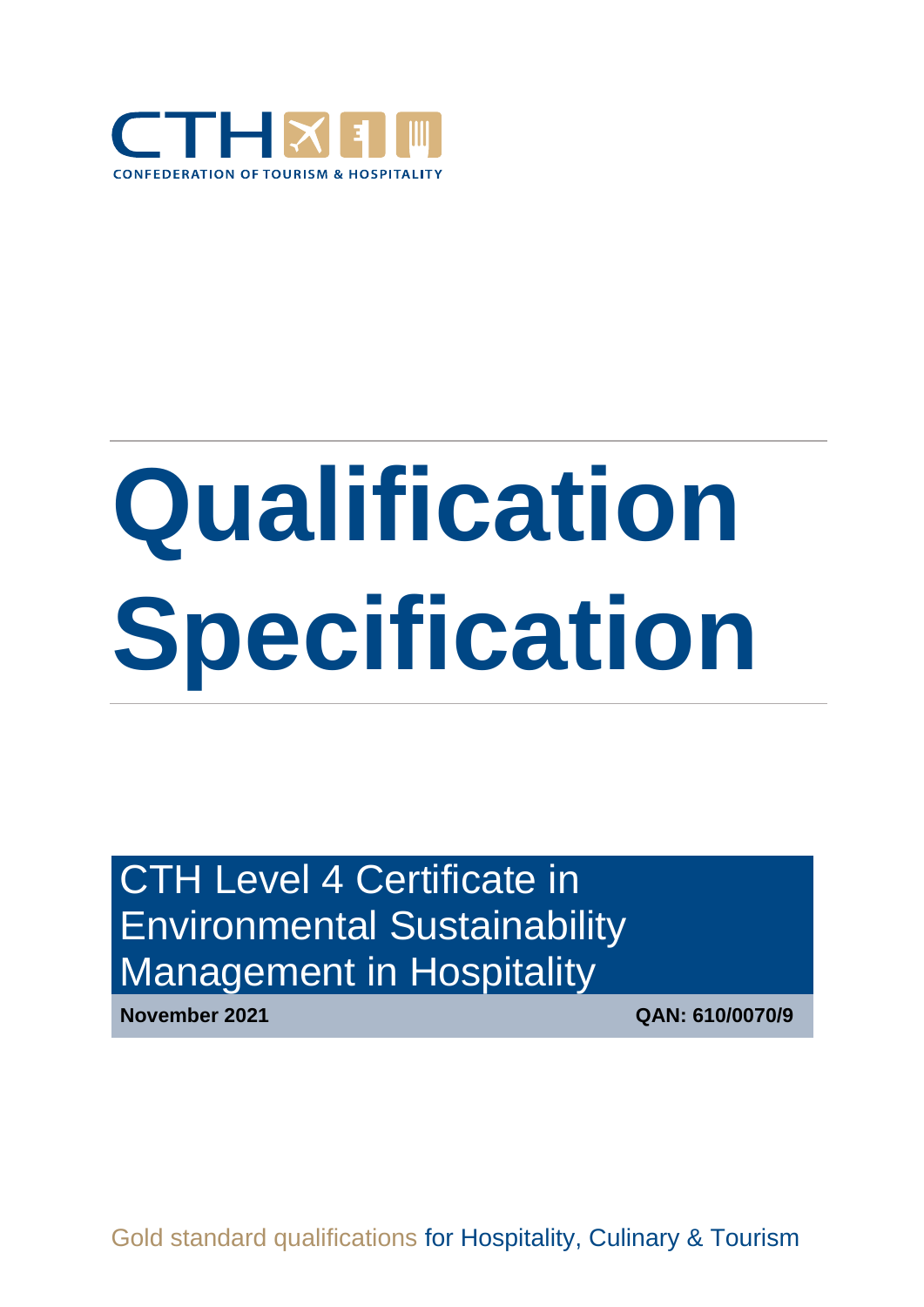CTH

CONFEDERATION OF TOURISM & HOSPITALITY

# Qualification Specification

## CTH Level 4 Certificate in Environmental Sustainability Management in Hospitality

**November 2021** **QAN: 610/0070/9**

Gold standard qualifications for Hospitality, Culinary & Tourism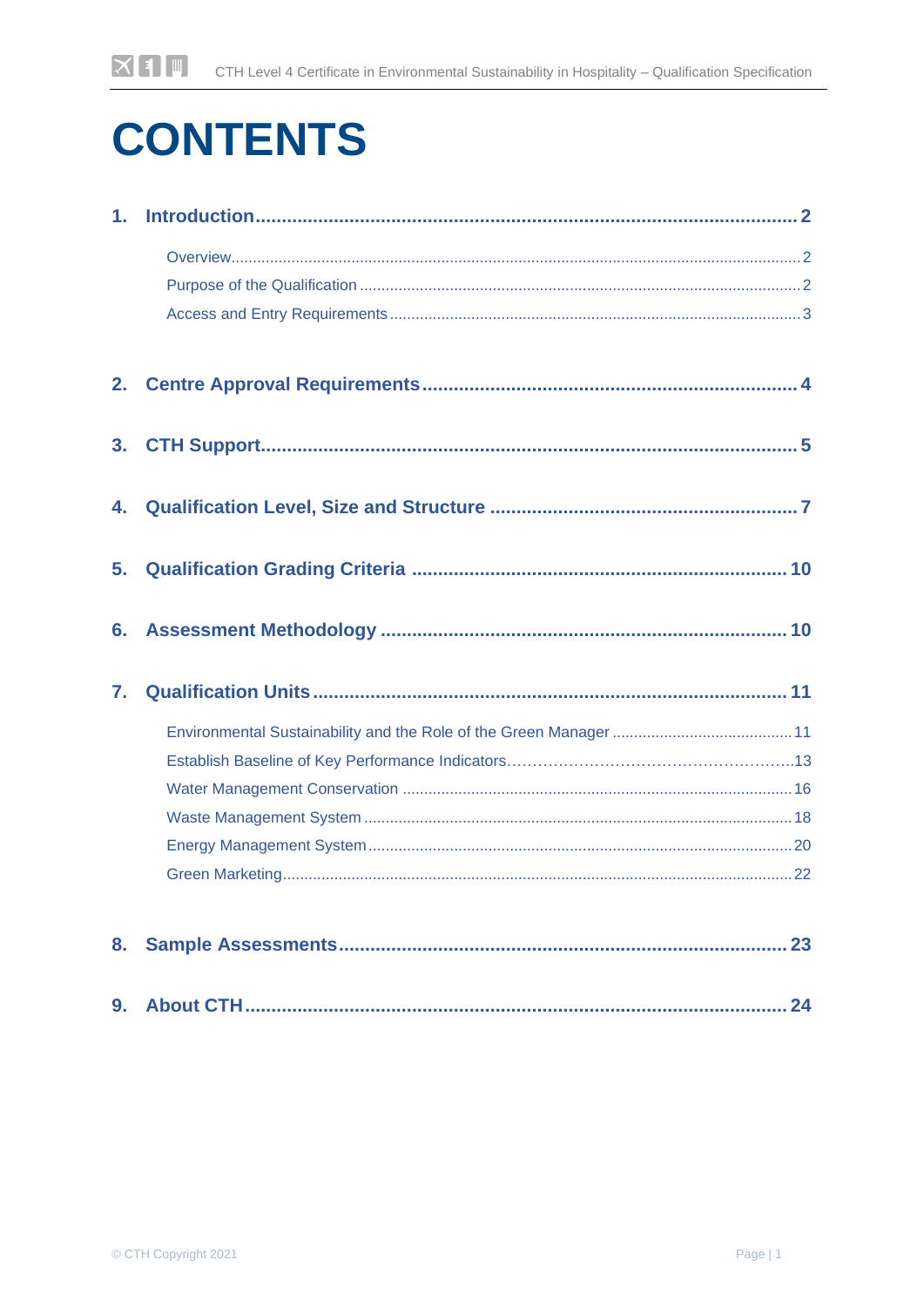# CONTENTS

1. **Introduction** ........................................................ 2
   - Overview ........................................................ 2
   - Purpose of the Qualification ........................................................ 2
   - Access and Entry Requirements ........................................................ 3
2. **Centre Approval Requirements** ........................................................ 4
3. **CTH Support** ........................................................ 5
4. **Qualification Level, Size and Structure** ........................................................ 7
5. **Qualification Grading Criteria** ........................................................ 10
6. **Assessment Methodology** ........................................................ 10
7. **Qualification Units** ........................................................ 11
   - Environmental Sustainability and the Role of the Green Manager ........................................................ 11
   - Establish Baseline of Key Performance Indicators ........................................................ 13
   - Water Management Conservation ........................................................ 16
   - Waste Management System ........................................................ 18
   - Energy Management System ........................................................ 20
   - Green Marketing ........................................................ 22
8. **Sample Assessments** ........................................................ 23
9. **About CTH** ........................................................ 24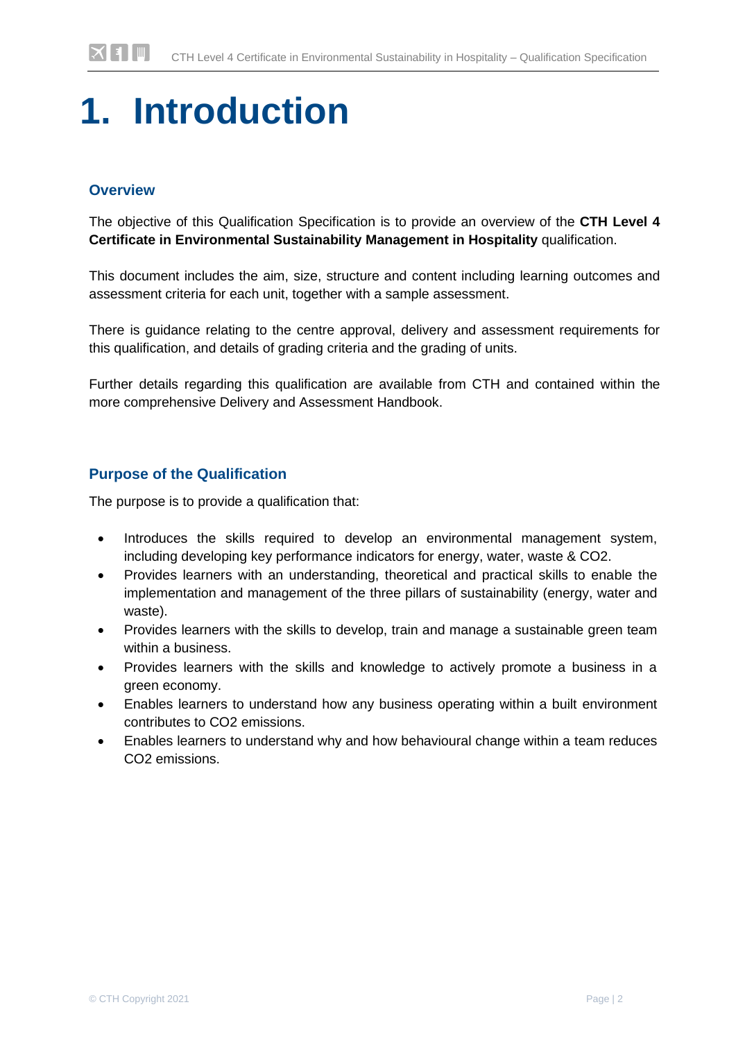# 1. Introduction

## Overview

The objective of this Qualification Specification is to provide an overview of the **CTH Level 4 Certificate in Environmental Sustainability Management in Hospitality** qualification.

This document includes the aim, size, structure and content including learning outcomes and assessment criteria for each unit, together with a sample assessment.

There is guidance relating to the centre approval, delivery and assessment requirements for this qualification, and details of grading criteria and the grading of units.

Further details regarding this qualification are available from CTH and contained within the more comprehensive Delivery and Assessment Handbook.

## Purpose of the Qualification

The purpose is to provide a qualification that:

- Introduces the skills required to develop an environmental management system, including developing key performance indicators for energy, water, waste & $CO_2$.
- Provides learners with an understanding, theoretical and practical skills to enable the implementation and management of the three pillars of sustainability (energy, water and waste).
- Provides learners with the skills to develop, train and manage a sustainable green team within a business.
- Provides learners with the skills and knowledge to actively promote a business in a green economy.
- Enables learners to understand how any business operating within a built environment contributes to $CO_2$ emissions.
- Enables learners to understand why and how behavioural change within a team reduces $CO_2$ emissions.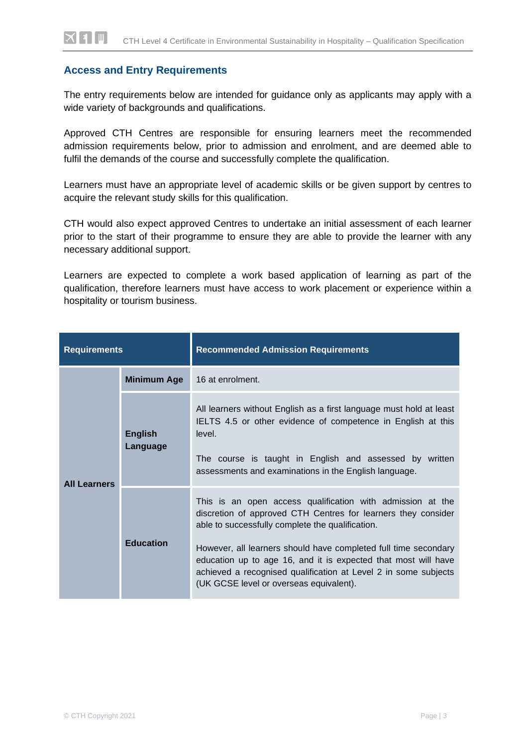## Access and Entry Requirements

The entry requirements below are intended for guidance only as applicants may apply with a wide variety of backgrounds and qualifications.

Approved CTH Centres are responsible for ensuring learners meet the recommended admission requirements below, prior to admission and enrolment, and are deemed able to fulfil the demands of the course and successfully complete the qualification.

Learners must have an appropriate level of academic skills or be given support by centres to acquire the relevant study skills for this qualification.

CTH would also expect approved Centres to undertake an initial assessment of each learner prior to the start of their programme to ensure they are able to provide the learner with any necessary additional support.

Learners are expected to complete a work based application of learning as part of the qualification, therefore learners must have access to work placement or experience within a hospitality or tourism business.

| **Requirements** | | **Recommended Admission Requirements** |
|---|---|---|
| **All Learners** | **Minimum Age** | 16 at enrolment. |
| | **English Language** | All learners without English as a first language must hold at least IELTS 4.5 or other evidence of competence in English at this level.<br><br>The course is taught in English and assessed by written assessments and examinations in the English language. |
| | **Education** | This is an open access qualification with admission at the discretion of approved CTH Centres for learners they consider able to successfully complete the qualification.<br><br>However, all learners should have completed full time secondary education up to age 16, and it is expected that most will have achieved a recognised qualification at Level 2 in some subjects (UK GCSE level or overseas equivalent). |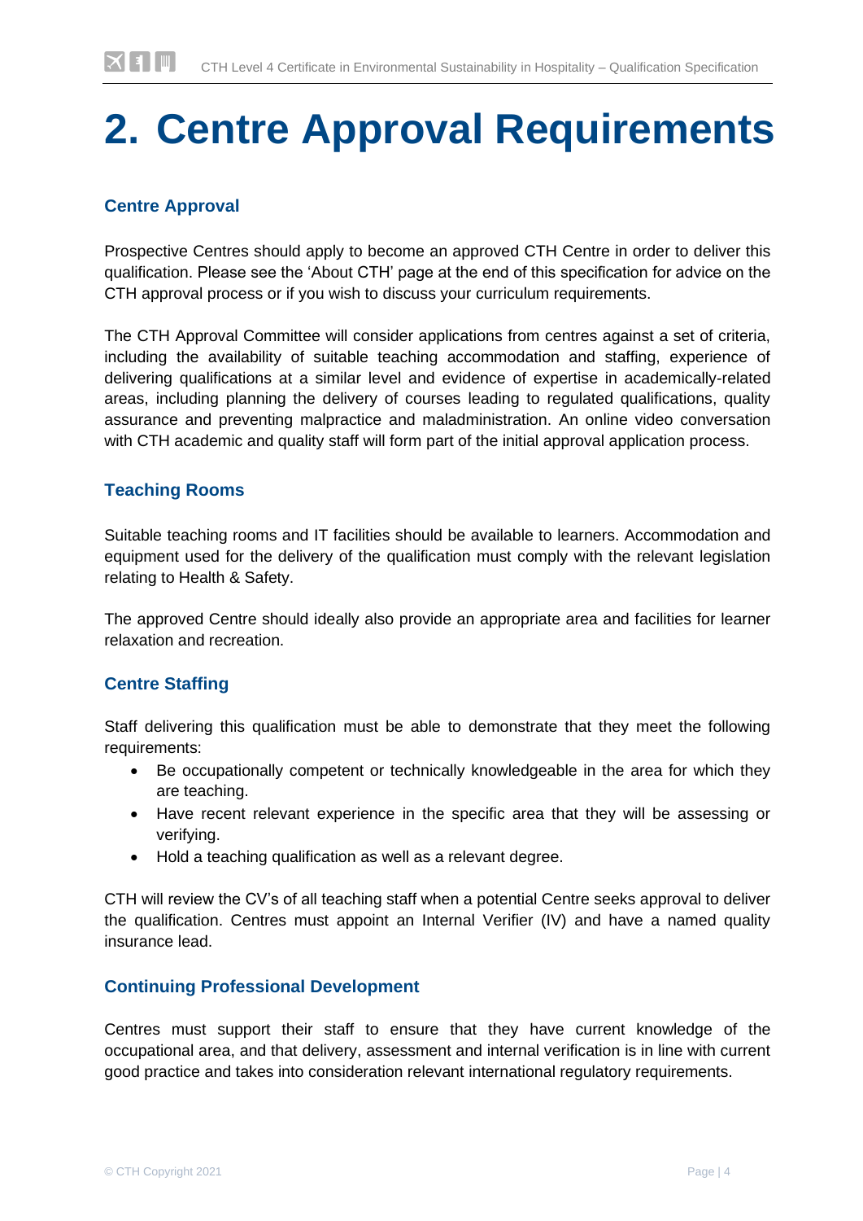# 2. Centre Approval Requirements

### Centre Approval

Prospective Centres should apply to become an approved CTH Centre in order to deliver this qualification. Please see the 'About CTH' page at the end of this specification for advice on the CTH approval process or if you wish to discuss your curriculum requirements.

The CTH Approval Committee will consider applications from centres against a set of criteria, including the availability of suitable teaching accommodation and staffing, experience of delivering qualifications at a similar level and evidence of expertise in academically-related areas, including planning the delivery of courses leading to regulated qualifications, quality assurance and preventing malpractice and maladministration. An online video conversation with CTH academic and quality staff will form part of the initial approval application process.

### Teaching Rooms

Suitable teaching rooms and IT facilities should be available to learners. Accommodation and equipment used for the delivery of the qualification must comply with the relevant legislation relating to Health & Safety.

The approved Centre should ideally also provide an appropriate area and facilities for learner relaxation and recreation.

### Centre Staffing

Staff delivering this qualification must be able to demonstrate that they meet the following requirements:

- Be occupationally competent or technically knowledgeable in the area for which they are teaching.
- Have recent relevant experience in the specific area that they will be assessing or verifying.
- Hold a teaching qualification as well as a relevant degree.

CTH will review the CV's of all teaching staff when a potential Centre seeks approval to deliver the qualification. Centres must appoint an Internal Verifier (IV) and have a named quality insurance lead.

### Continuing Professional Development

Centres must support their staff to ensure that they have current knowledge of the occupational area, and that delivery, assessment and internal verification is in line with current good practice and takes into consideration relevant international regulatory requirements.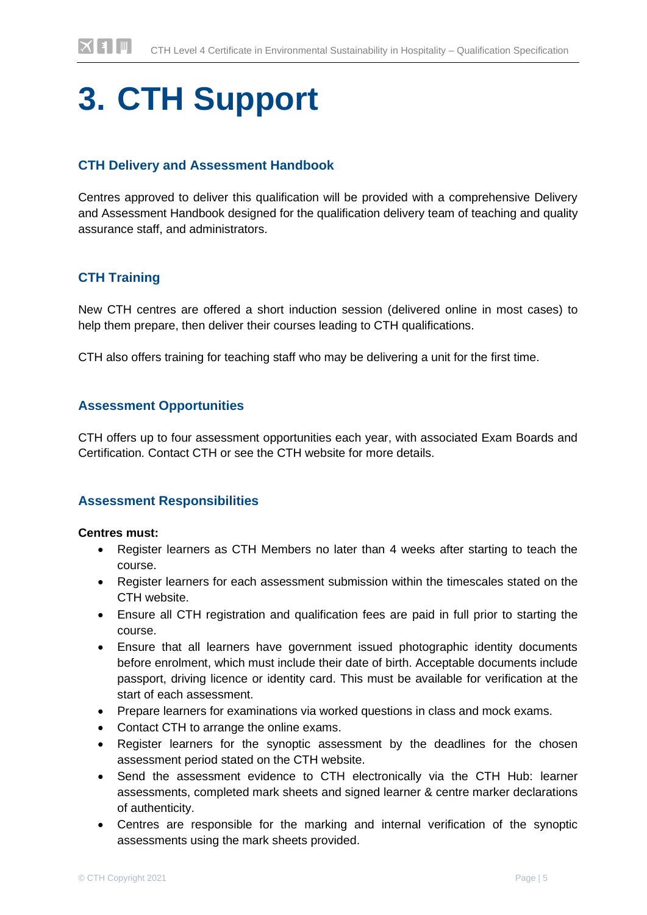# 3. CTH Support

## CTH Delivery and Assessment Handbook

Centres approved to deliver this qualification will be provided with a comprehensive Delivery and Assessment Handbook designed for the qualification delivery team of teaching and quality assurance staff, and administrators.

## CTH Training

New CTH centres are offered a short induction session (delivered online in most cases) to help them prepare, then deliver their courses leading to CTH qualifications.

CTH also offers training for teaching staff who may be delivering a unit for the first time.

## Assessment Opportunities

CTH offers up to four assessment opportunities each year, with associated Exam Boards and Certification. Contact CTH or see the CTH website for more details.

## Assessment Responsibilities

**Centres must:**

- Register learners as CTH Members no later than 4 weeks after starting to teach the course.
- Register learners for each assessment submission within the timescales stated on the CTH website.
- Ensure all CTH registration and qualification fees are paid in full prior to starting the course.
- Ensure that all learners have government issued photographic identity documents before enrolment, which must include their date of birth. Acceptable documents include passport, driving licence or identity card. This must be available for verification at the start of each assessment.
- Prepare learners for examinations via worked questions in class and mock exams.
- Contact CTH to arrange the online exams.
- Register learners for the synoptic assessment by the deadlines for the chosen assessment period stated on the CTH website.
- Send the assessment evidence to CTH electronically via the CTH Hub: learner assessments, completed mark sheets and signed learner & centre marker declarations of authenticity.
- Centres are responsible for the marking and internal verification of the synoptic assessments using the mark sheets provided.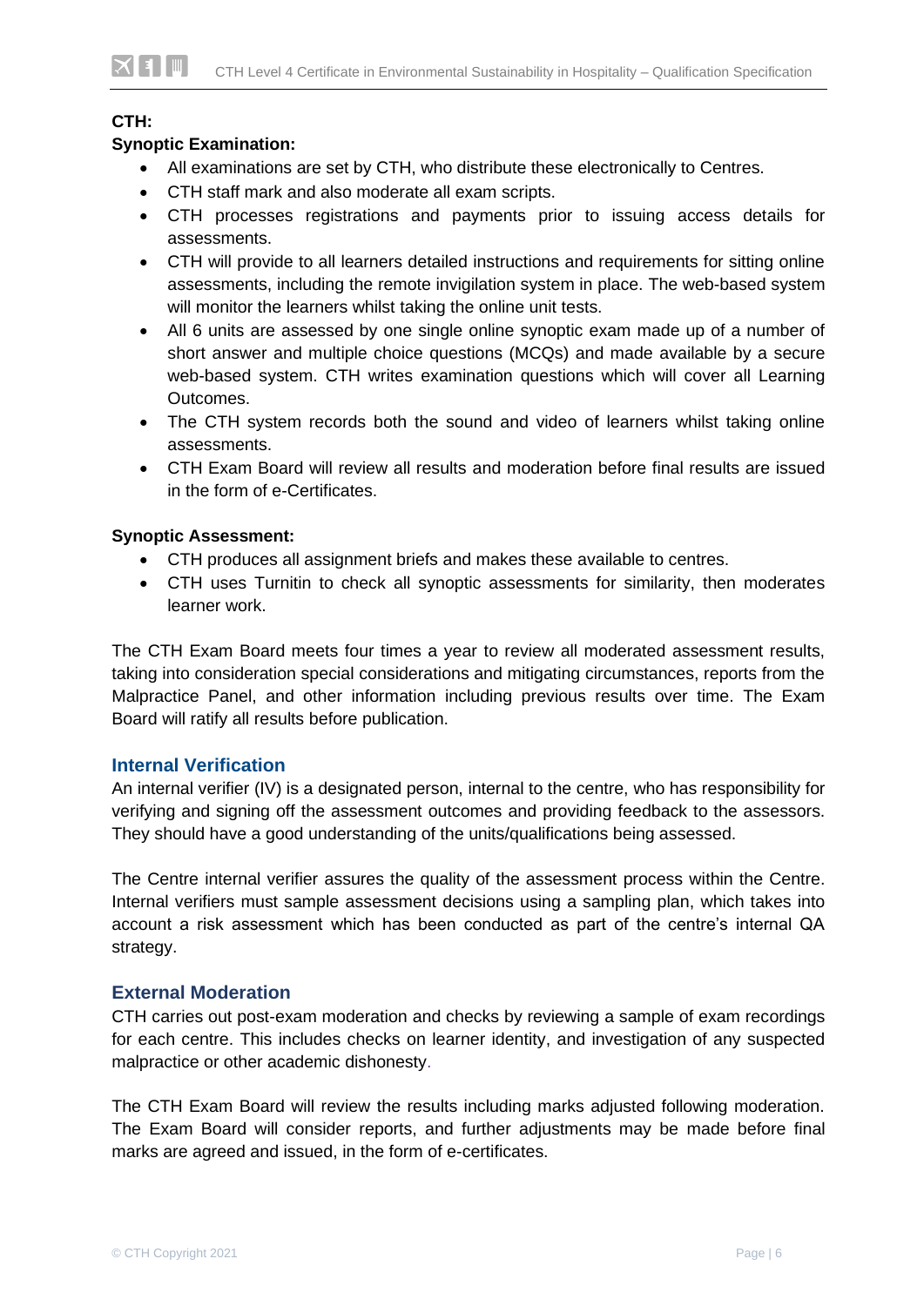**CTH:**

**Synoptic Examination:**

- All examinations are set by CTH, who distribute these electronically to Centres.
- CTH staff mark and also moderate all exam scripts.
- CTH processes registrations and payments prior to issuing access details for assessments.
- CTH will provide to all learners detailed instructions and requirements for sitting online assessments, including the remote invigilation system in place. The web-based system will monitor the learners whilst taking the online unit tests.
- All 6 units are assessed by one single online synoptic exam made up of a number of short answer and multiple choice questions (MCQs) and made available by a secure web-based system. CTH writes examination questions which will cover all Learning Outcomes.
- The CTH system records both the sound and video of learners whilst taking online assessments.
- CTH Exam Board will review all results and moderation before final results are issued in the form of e-Certificates.

**Synoptic Assessment:**

- CTH produces all assignment briefs and makes these available to centres.
- CTH uses Turnitin to check all synoptic assessments for similarity, then moderates learner work.

The CTH Exam Board meets four times a year to review all moderated assessment results, taking into consideration special considerations and mitigating circumstances, reports from the Malpractice Panel, and other information including previous results over time. The Exam Board will ratify all results before publication.

## Internal Verification

An internal verifier (IV) is a designated person, internal to the centre, who has responsibility for verifying and signing off the assessment outcomes and providing feedback to the assessors. They should have a good understanding of the units/qualifications being assessed.

The Centre internal verifier assures the quality of the assessment process within the Centre. Internal verifiers must sample assessment decisions using a sampling plan, which takes into account a risk assessment which has been conducted as part of the centre's internal QA strategy.

## External Moderation

CTH carries out post-exam moderation and checks by reviewing a sample of exam recordings for each centre. This includes checks on learner identity, and investigation of any suspected malpractice or other academic dishonesty.

The CTH Exam Board will review the results including marks adjusted following moderation. The Exam Board will consider reports, and further adjustments may be made before final marks are agreed and issued, in the form of e-certificates.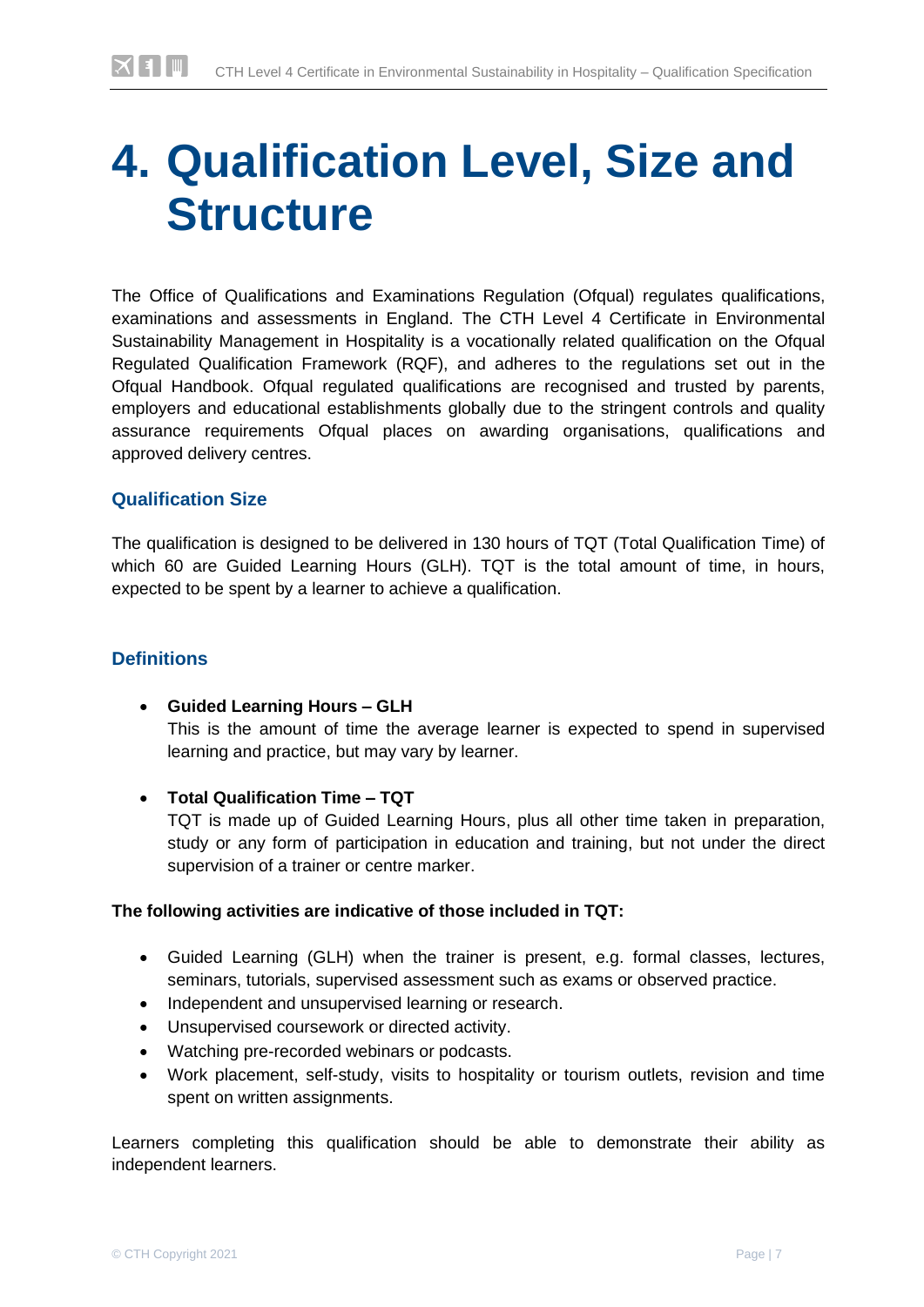# 4. Qualification Level, Size and Structure

The Office of Qualifications and Examinations Regulation (Ofqual) regulates qualifications, examinations and assessments in England. The CTH Level 4 Certificate in Environmental Sustainability Management in Hospitality is a vocationally related qualification on the Ofqual Regulated Qualification Framework (RQF), and adheres to the regulations set out in the Ofqual Handbook. Ofqual regulated qualifications are recognised and trusted by parents, employers and educational establishments globally due to the stringent controls and quality assurance requirements Ofqual places on awarding organisations, qualifications and approved delivery centres.

### Qualification Size

The qualification is designed to be delivered in 130 hours of TQT (Total Qualification Time) of which 60 are Guided Learning Hours (GLH). TQT is the total amount of time, in hours, expected to be spent by a learner to achieve a qualification.

### Definitions

- **Guided Learning Hours – GLH**
  This is the amount of time the average learner is expected to spend in supervised learning and practice, but may vary by learner.

- **Total Qualification Time – TQT**
  TQT is made up of Guided Learning Hours, plus all other time taken in preparation, study or any form of participation in education and training, but not under the direct supervision of a trainer or centre marker.

**The following activities are indicative of those included in TQT:**

- Guided Learning (GLH) when the trainer is present, e.g. formal classes, lectures, seminars, tutorials, supervised assessment such as exams or observed practice.
- Independent and unsupervised learning or research.
- Unsupervised coursework or directed activity.
- Watching pre-recorded webinars or podcasts.
- Work placement, self-study, visits to hospitality or tourism outlets, revision and time spent on written assignments.

Learners completing this qualification should be able to demonstrate their ability as independent learners.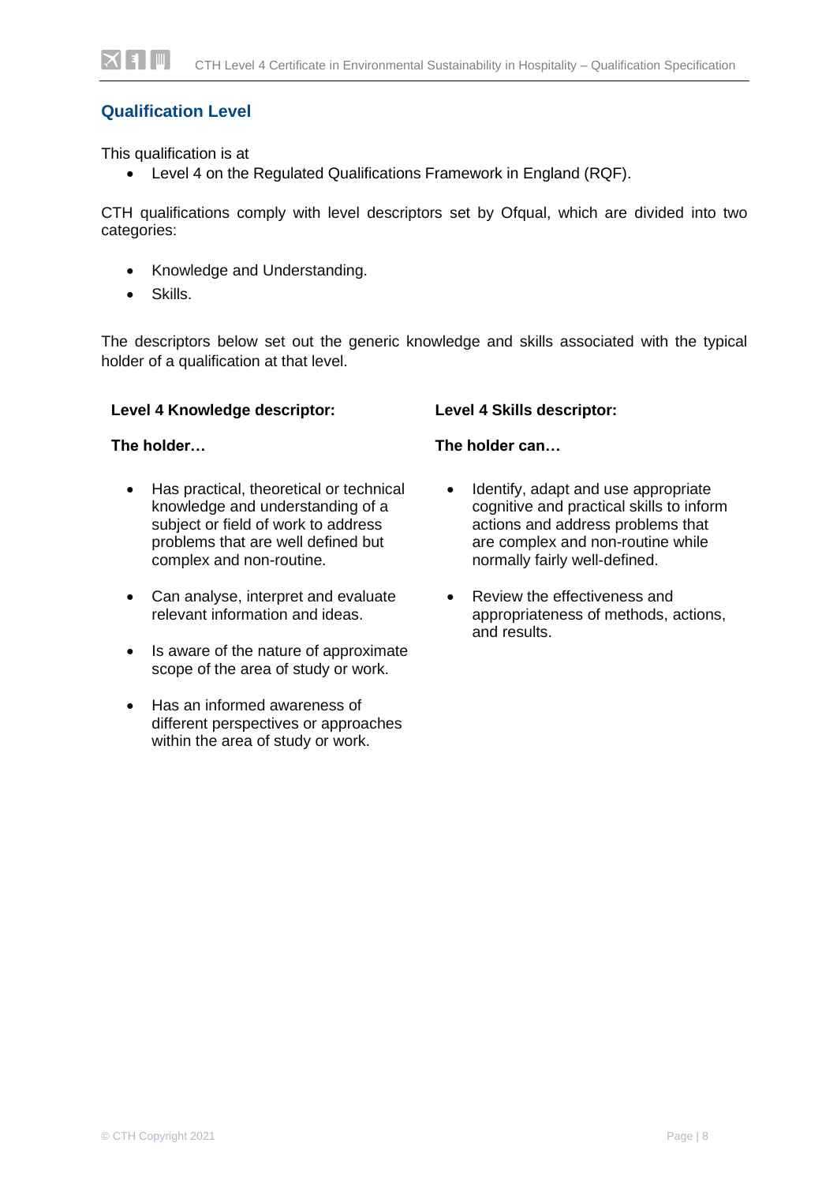## Qualification Level

This qualification is at

- Level 4 on the Regulated Qualifications Framework in England (RQF).

CTH qualifications comply with level descriptors set by Ofqual, which are divided into two categories:

- Knowledge and Understanding.
- Skills.

The descriptors below set out the generic knowledge and skills associated with the typical holder of a qualification at that level.

**Level 4 Knowledge descriptor:**

**The holder…**

- Has practical, theoretical or technical knowledge and understanding of a subject or field of work to address problems that are well defined but complex and non-routine.
- Can analyse, interpret and evaluate relevant information and ideas.
- Is aware of the nature of approximate scope of the area of study or work.
- Has an informed awareness of different perspectives or approaches within the area of study or work.

**Level 4 Skills descriptor:**

**The holder can…**

- Identify, adapt and use appropriate cognitive and practical skills to inform actions and address problems that are complex and non-routine while normally fairly well-defined.
- Review the effectiveness and appropriateness of methods, actions, and results.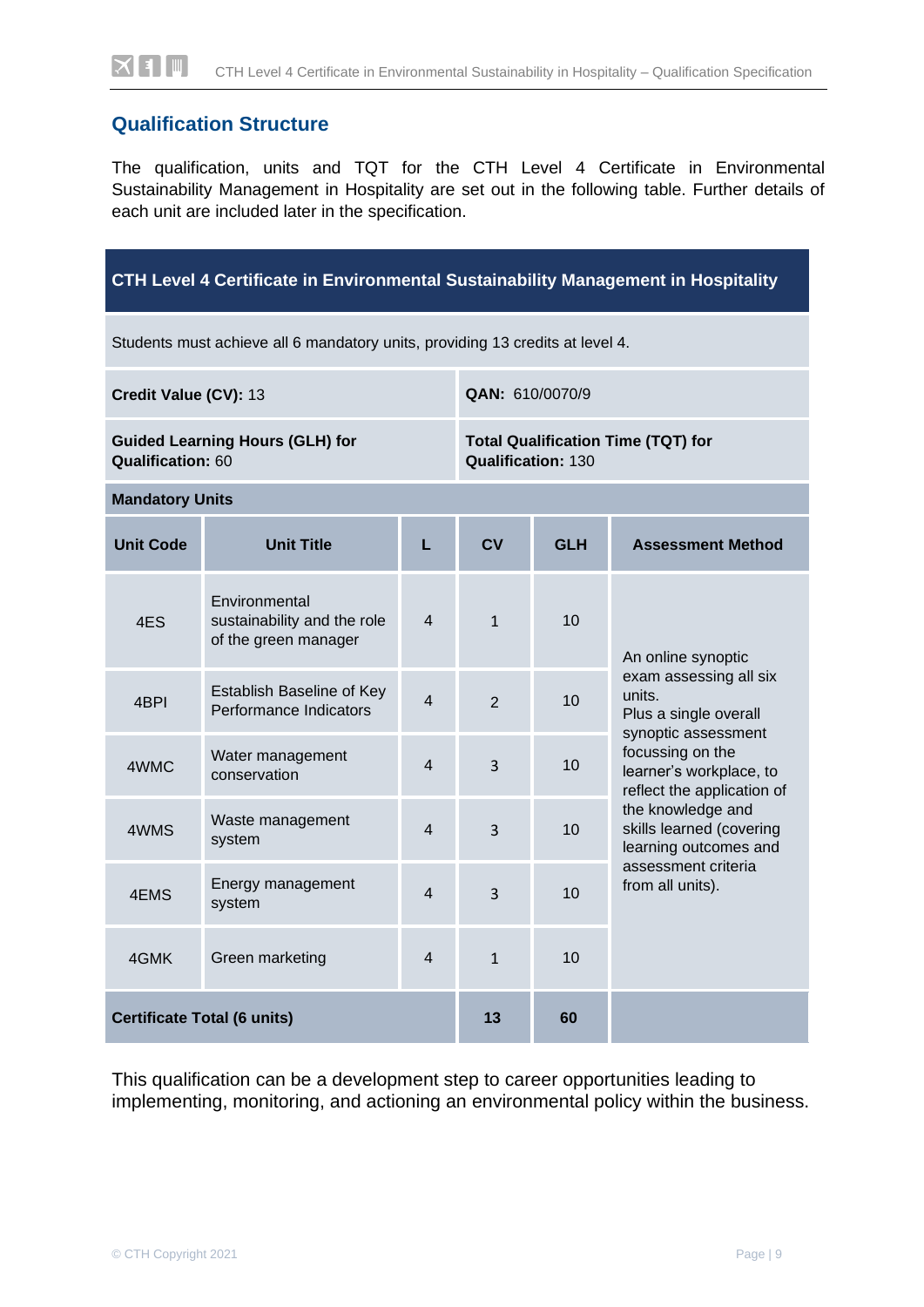## Qualification Structure

The qualification, units and TQT for the CTH Level 4 Certificate in Environmental Sustainability Management in Hospitality are set out in the following table. Further details of each unit are included later in the specification.

**CTH Level 4 Certificate in Environmental Sustainability Management in Hospitality**

Students must achieve all 6 mandatory units, providing 13 credits at level 4.

| **Credit Value (CV):** 13 | **QAN:** 610/0070/9 |
|---|---|
| **Guided Learning Hours (GLH) for Qualification:** 60 | **Total Qualification Time (TQT) for Qualification:** 130 |

**Mandatory Units**

| Unit Code | Unit Title | L | CV | GLH | Assessment Method |
|---|---|---|---|---|---|
| 4ES | Environmental sustainability and the role of the green manager | 4 | 1 | 10 | An online synoptic exam assessing all six units. Plus a single overall synoptic assessment focussing on the learner's workplace, to reflect the application of the knowledge and skills learned (covering learning outcomes and assessment criteria from all units). |
| 4BPI | Establish Baseline of Key Performance Indicators | 4 | 2 | 10 | |
| 4WMC | Water management conservation | 4 | 3 | 10 | |
| 4WMS | Waste management system | 4 | 3 | 10 | |
| 4EMS | Energy management system | 4 | 3 | 10 | |
| 4GMK | Green marketing | 4 | 1 | 10 | |
| **Certificate Total (6 units)** | | | **13** | **60** | |

This qualification can be a development step to career opportunities leading to implementing, monitoring, and actioning an environmental policy within the business.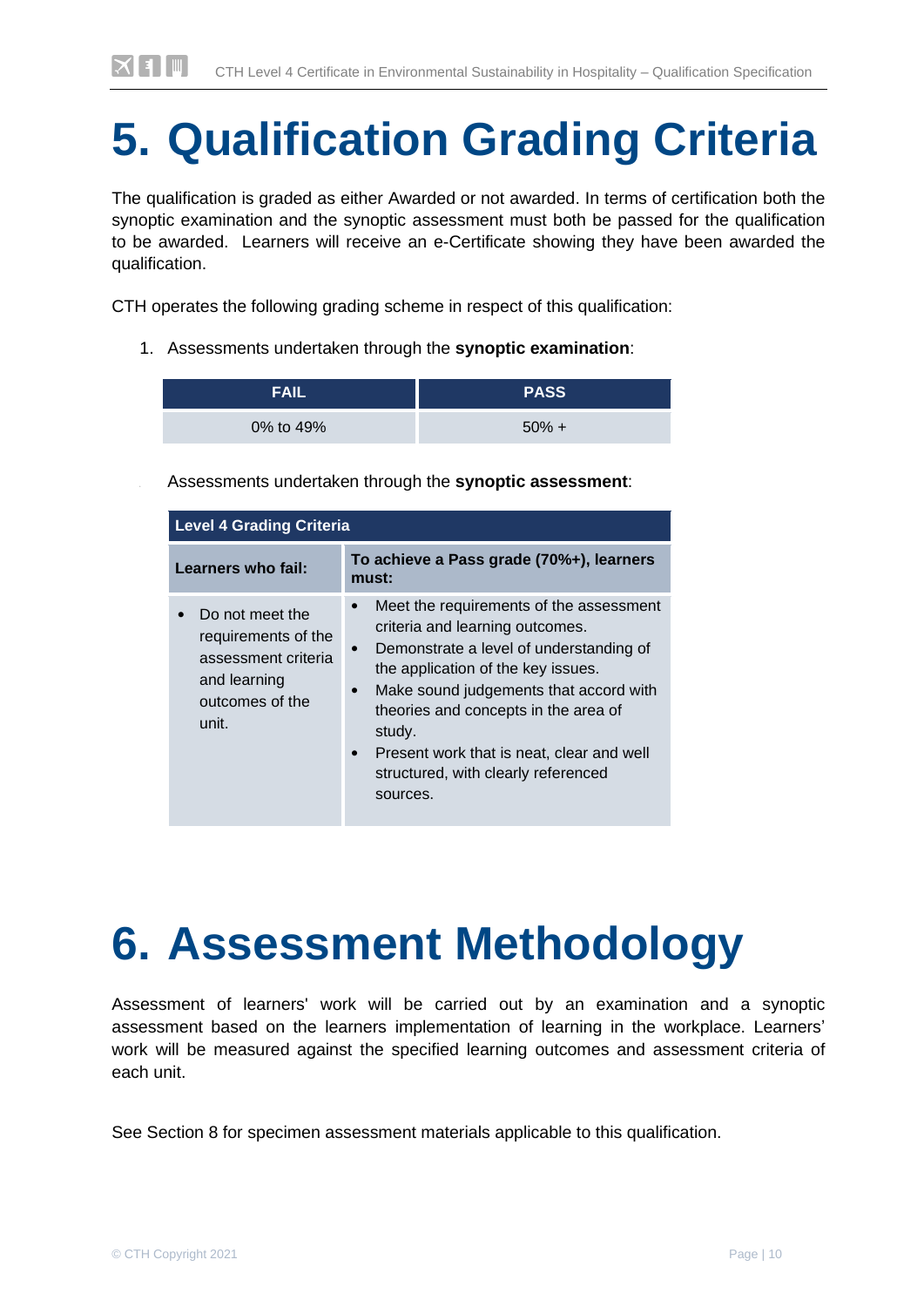# 5. Qualification Grading Criteria

The qualification is graded as either Awarded or not awarded. In terms of certification both the synoptic examination and the synoptic assessment must both be passed for the qualification to be awarded.  Learners will receive an e-Certificate showing they have been awarded the qualification.

CTH operates the following grading scheme in respect of this qualification:

1. Assessments undertaken through the **synoptic examination**:

| FAIL | PASS |
|---|---|
| 0% to 49% | 50% + |

Assessments undertaken through the **synoptic assessment**:

| Level 4 Grading Criteria | |
|---|---|
| **Learners who fail:** | **To achieve a Pass grade (70%+), learners must:** |
| • Do not meet the requirements of the assessment criteria and learning outcomes of the unit. | • Meet the requirements of the assessment criteria and learning outcomes.<br>• Demonstrate a level of understanding of the application of the key issues.<br>• Make sound judgements that accord with theories and concepts in the area of study.<br>• Present work that is neat, clear and well structured, with clearly referenced sources. |

# 6. Assessment Methodology

Assessment of learners' work will be carried out by an examination and a synoptic assessment based on the learners implementation of learning in the workplace. Learners' work will be measured against the specified learning outcomes and assessment criteria of each unit.

See Section 8 for specimen assessment materials applicable to this qualification.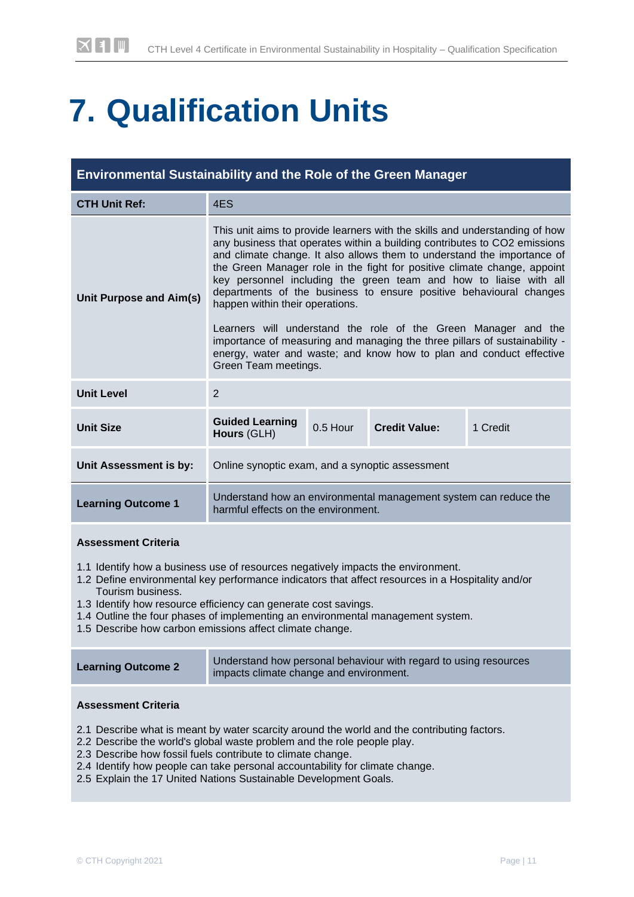# 7. Qualification Units

| Environmental Sustainability and the Role of the Green Manager | | | | |
|---|---|---|---|---|
| **CTH Unit Ref:** | 4ES | | | |
| **Unit Purpose and Aim(s)** | This unit aims to provide learners with the skills and understanding of how any business that operates within a building contributes to CO2 emissions and climate change. It also allows them to understand the importance of the Green Manager role in the fight for positive climate change, appoint key personnel including the green team and how to liaise with all departments of the business to ensure positive behavioural changes happen within their operations.<br><br>Learners will understand the role of the Green Manager and the importance of measuring and managing the three pillars of sustainability - energy, water and waste; and know how to plan and conduct effective Green Team meetings. | | | |
| **Unit Level** | 2 | | | |
| **Unit Size** | **Guided Learning Hours** (GLH) | 0.5 Hour | **Credit Value:** | 1 Credit |
| **Unit Assessment is by:** | Online synoptic exam, and a synoptic assessment | | | |
| **Learning Outcome 1** | Understand how an environmental management system can reduce the harmful effects on the environment. | | | |

**Assessment Criteria**

1.1 Identify how a business use of resources negatively impacts the environment.
1.2 Define environmental key performance indicators that affect resources in a Hospitality and/or Tourism business.
1.3 Identify how resource efficiency can generate cost savings.
1.4 Outline the four phases of implementing an environmental management system.
1.5 Describe how carbon emissions affect climate change.

| **Learning Outcome 2** | Understand how personal behaviour with regard to using resources impacts climate change and environment. |
|---|---|

**Assessment Criteria**

2.1 Describe what is meant by water scarcity around the world and the contributing factors.
2.2 Describe the world's global waste problem and the role people play.
2.3 Describe how fossil fuels contribute to climate change.
2.4 Identify how people can take personal accountability for climate change.
2.5 Explain the 17 United Nations Sustainable Development Goals.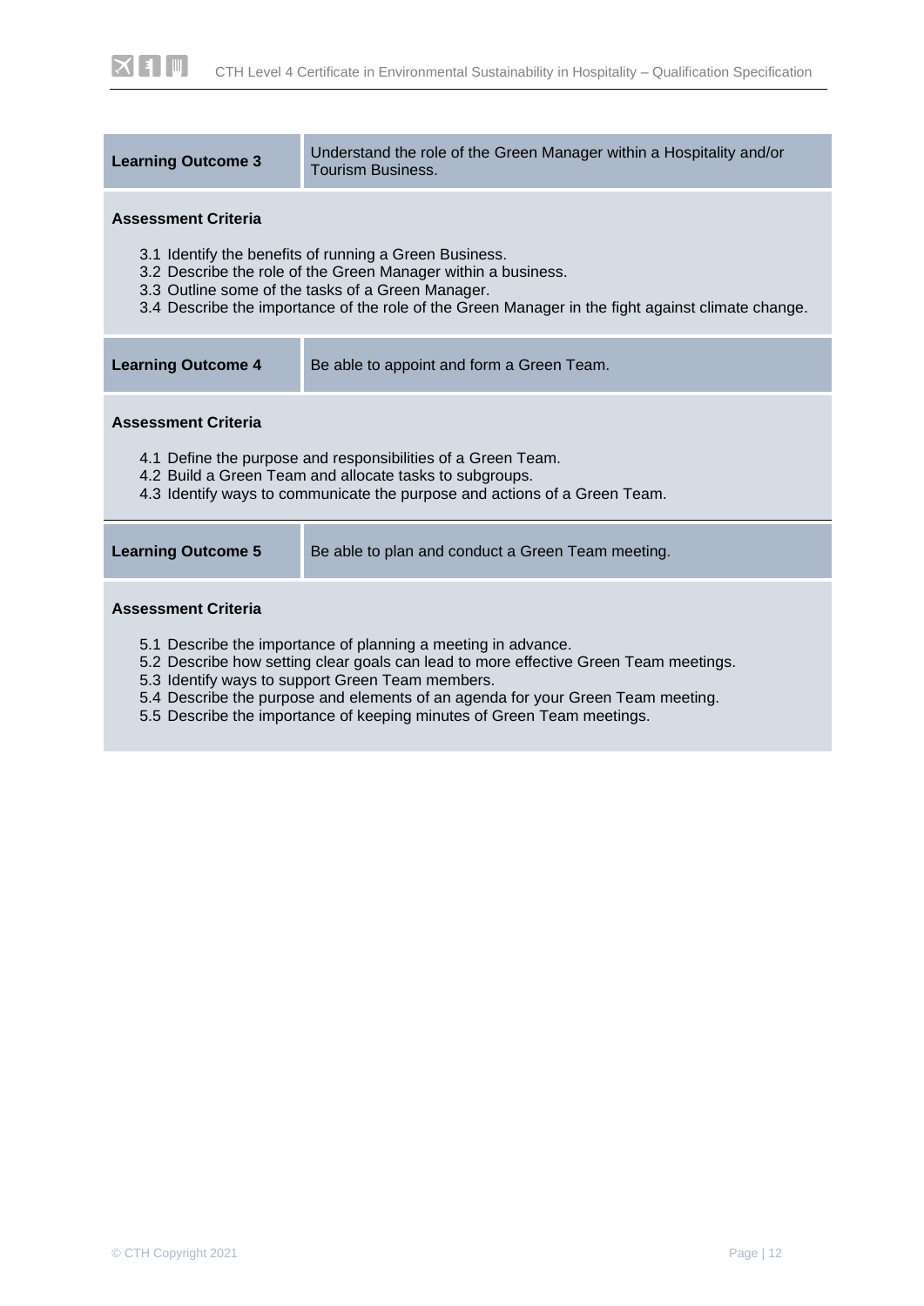| Learning Outcome 3 | Understand the role of the Green Manager within a Hospitality and/or Tourism Business. |
|---|---|

**Assessment Criteria**

3.1 Identify the benefits of running a Green Business.
3.2 Describe the role of the Green Manager within a business.
3.3 Outline some of the tasks of a Green Manager.
3.4 Describe the importance of the role of the Green Manager in the fight against climate change.

| Learning Outcome 4 | Be able to appoint and form a Green Team. |
|---|---|

**Assessment Criteria**

4.1 Define the purpose and responsibilities of a Green Team.
4.2 Build a Green Team and allocate tasks to subgroups.
4.3 Identify ways to communicate the purpose and actions of a Green Team.

| Learning Outcome 5 | Be able to plan and conduct a Green Team meeting. |
|---|---|

**Assessment Criteria**

5.1 Describe the importance of planning a meeting in advance.
5.2 Describe how setting clear goals can lead to more effective Green Team meetings.
5.3 Identify ways to support Green Team members.
5.4 Describe the purpose and elements of an agenda for your Green Team meeting.
5.5 Describe the importance of keeping minutes of Green Team meetings.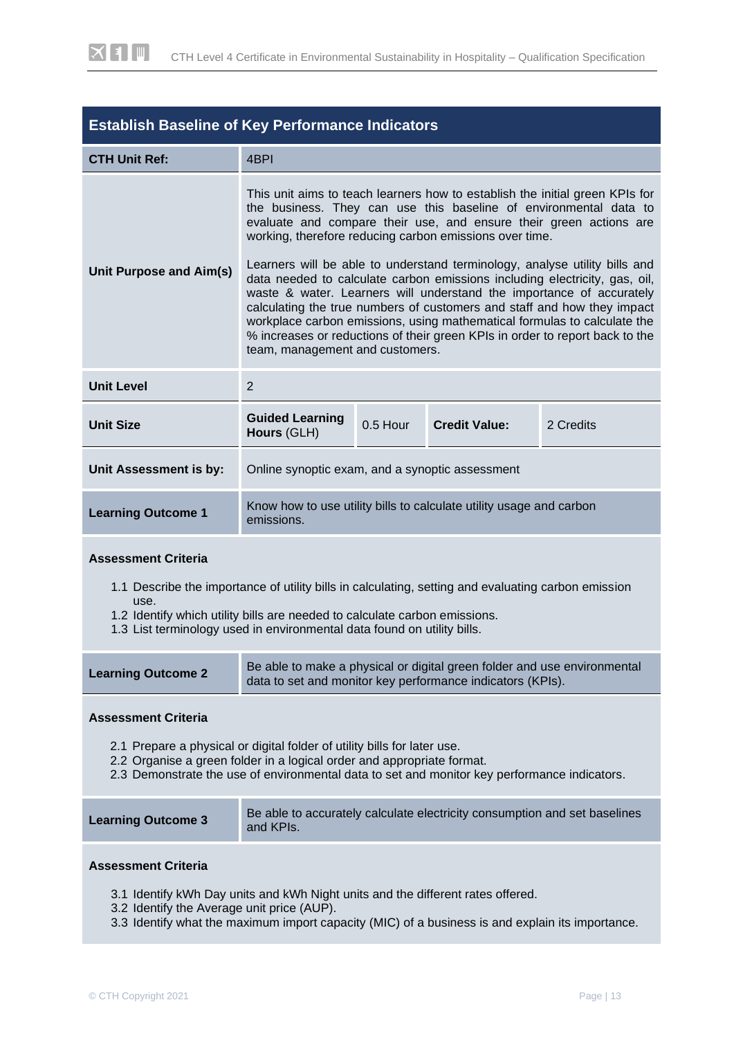## Establish Baseline of Key Performance Indicators

| | | | | |
|---|---|---|---|---|
| **CTH Unit Ref:** | 4BPI | | | |
| **Unit Purpose and Aim(s)** | This unit aims to teach learners how to establish the initial green KPIs for the business. They can use this baseline of environmental data to evaluate and compare their use, and ensure their green actions are working, therefore reducing carbon emissions over time.<br><br>Learners will be able to understand terminology, analyse utility bills and data needed to calculate carbon emissions including electricity, gas, oil, waste & water. Learners will understand the importance of accurately calculating the true numbers of customers and staff and how they impact workplace carbon emissions, using mathematical formulas to calculate the % increases or reductions of their green KPIs in order to report back to the team, management and customers. | | | |
| **Unit Level** | 2 | | | |
| **Unit Size** | **Guided Learning Hours** (GLH) | 0.5 Hour | **Credit Value:** | 2 Credits |
| **Unit Assessment is by:** | Online synoptic exam, and a synoptic assessment | | | |

| | |
|---|---|
| **Learning Outcome 1** | Know how to use utility bills to calculate utility usage and carbon emissions. |

**Assessment Criteria**

1.1 Describe the importance of utility bills in calculating, setting and evaluating carbon emission use.
1.2 Identify which utility bills are needed to calculate carbon emissions.
1.3 List terminology used in environmental data found on utility bills.

| | |
|---|---|
| **Learning Outcome 2** | Be able to make a physical or digital green folder and use environmental data to set and monitor key performance indicators (KPIs). |

**Assessment Criteria**

2.1 Prepare a physical or digital folder of utility bills for later use.
2.2 Organise a green folder in a logical order and appropriate format.
2.3 Demonstrate the use of environmental data to set and monitor key performance indicators.

| | |
|---|---|
| **Learning Outcome 3** | Be able to accurately calculate electricity consumption and set baselines and KPIs. |

**Assessment Criteria**

3.1 Identify kWh Day units and kWh Night units and the different rates offered.
3.2 Identify the Average unit price (AUP).
3.3 Identify what the maximum import capacity (MIC) of a business is and explain its importance.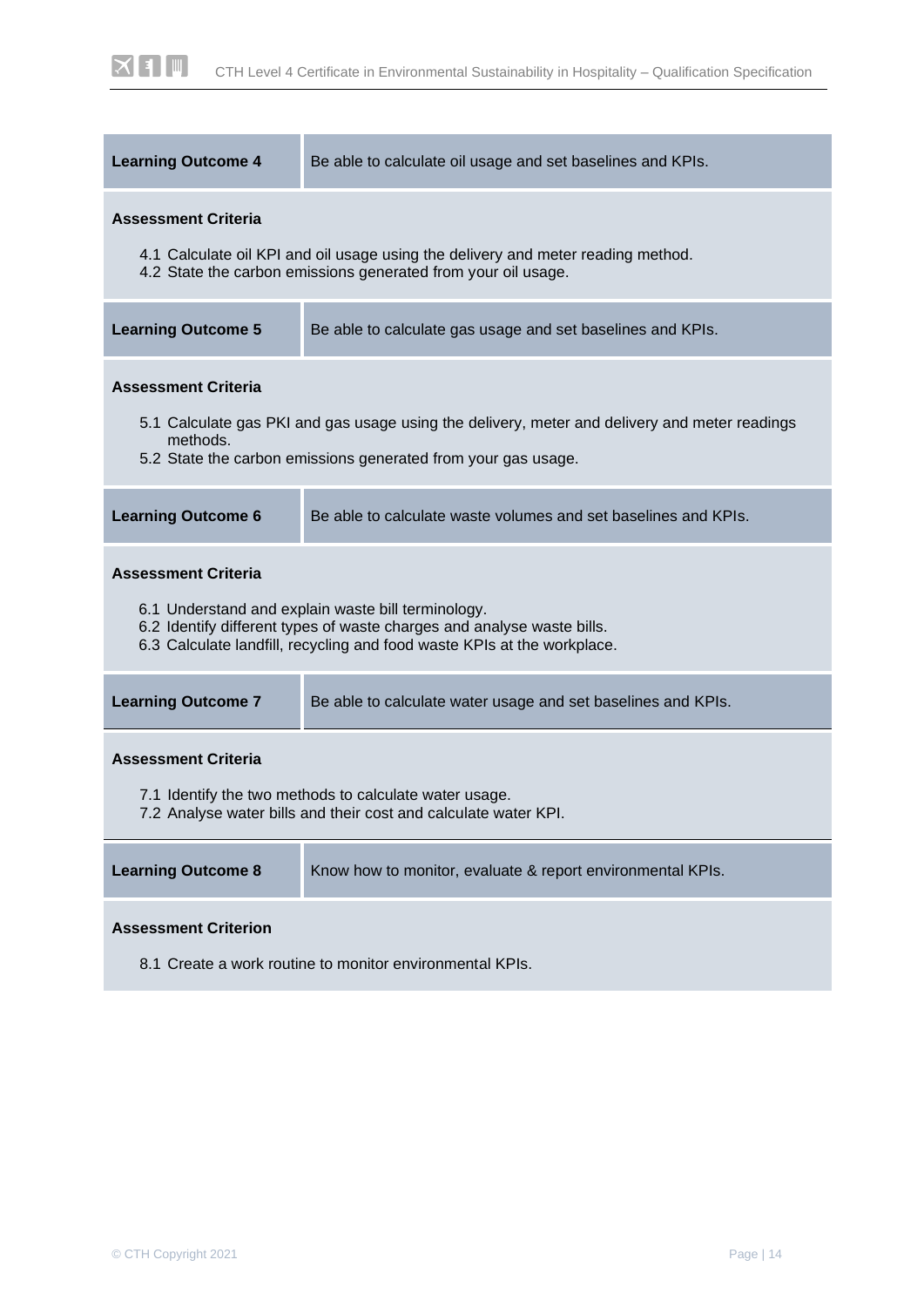| **Learning Outcome 4** | Be able to calculate oil usage and set baselines and KPIs. |
|---|---|

**Assessment Criteria**

4.1 Calculate oil KPI and oil usage using the delivery and meter reading method.
4.2 State the carbon emissions generated from your oil usage.

| **Learning Outcome 5** | Be able to calculate gas usage and set baselines and KPIs. |
|---|---|

**Assessment Criteria**

5.1 Calculate gas PKI and gas usage using the delivery, meter and delivery and meter readings methods.
5.2 State the carbon emissions generated from your gas usage.

| **Learning Outcome 6** | Be able to calculate waste volumes and set baselines and KPIs. |
|---|---|

**Assessment Criteria**

6.1 Understand and explain waste bill terminology.
6.2 Identify different types of waste charges and analyse waste bills.
6.3 Calculate landfill, recycling and food waste KPIs at the workplace.

| **Learning Outcome 7** | Be able to calculate water usage and set baselines and KPIs. |
|---|---|

**Assessment Criteria**

7.1 Identify the two methods to calculate water usage.
7.2 Analyse water bills and their cost and calculate water KPI.

| **Learning Outcome 8** | Know how to monitor, evaluate & report environmental KPIs. |
|---|---|

**Assessment Criterion**

8.1 Create a work routine to monitor environmental KPIs.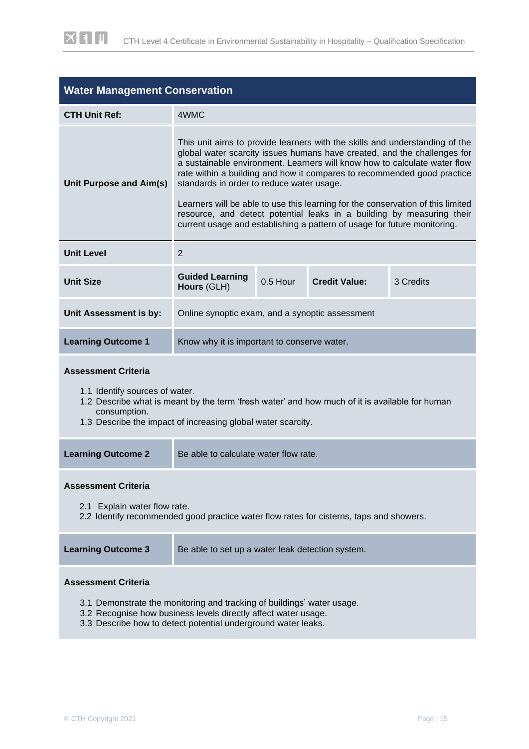## Water Management Conservation

| | | | |
|---|---|---|---|
| **CTH Unit Ref:** | 4WMC | | |
| **Unit Purpose and Aim(s)** | This unit aims to provide learners with the skills and understanding of the global water scarcity issues humans have created, and the challenges for a sustainable environment. Learners will know how to calculate water flow rate within a building and how it compares to recommended good practice standards in order to reduce water usage.<br><br>Learners will be able to use this learning for the conservation of this limited resource, and detect potential leaks in a building by measuring their current usage and establishing a pattern of usage for future monitoring. | | |
| **Unit Level** | 2 | | |
| **Unit Size** | **Guided Learning Hours** (GLH) | 0.5 Hour | **Credit Value:** 3 Credits |
| **Unit Assessment is by:** | Online synoptic exam, and a synoptic assessment | | |

| **Learning Outcome 1** | Know why it is important to conserve water. |
|---|---|

**Assessment Criteria**

1.1 Identify sources of water.
1.2 Describe what is meant by the term 'fresh water' and how much of it is available for human consumption.
1.3 Describe the impact of increasing global water scarcity.

| **Learning Outcome 2** | Be able to calculate water flow rate. |
|---|---|

**Assessment Criteria**

2.1 Explain water flow rate.
2.2 Identify recommended good practice water flow rates for cisterns, taps and showers.

| **Learning Outcome 3** | Be able to set up a water leak detection system. |
|---|---|

**Assessment Criteria**

3.1 Demonstrate the monitoring and tracking of buildings' water usage.
3.2 Recognise how business levels directly affect water usage.
3.3 Describe how to detect potential underground water leaks.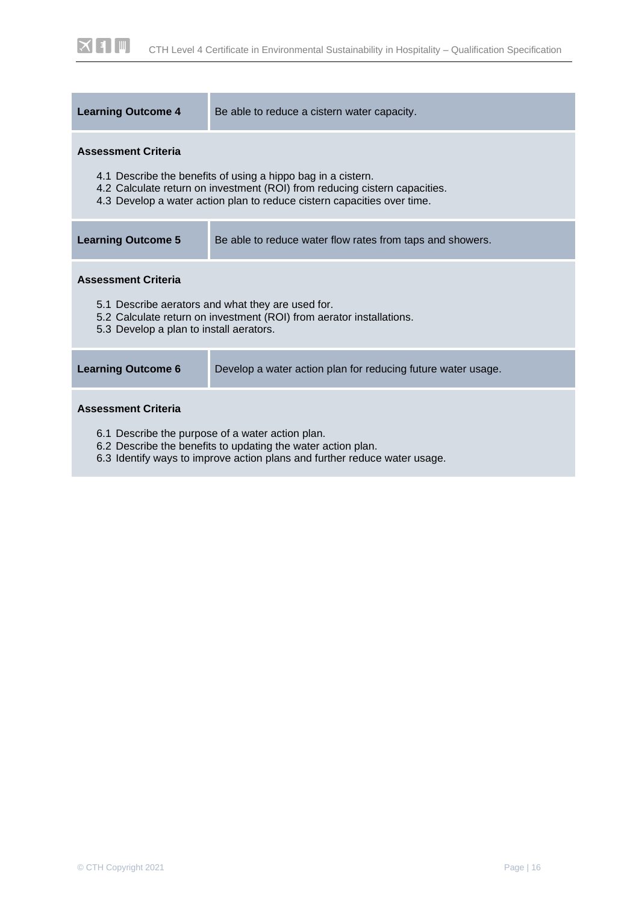| Learning Outcome 4 | Be able to reduce a cistern water capacity. |
| --- | --- |

**Assessment Criteria**

4.1 Describe the benefits of using a hippo bag in a cistern.
4.2 Calculate return on investment (ROI) from reducing cistern capacities.
4.3 Develop a water action plan to reduce cistern capacities over time.

| Learning Outcome 5 | Be able to reduce water flow rates from taps and showers. |
| --- | --- |

**Assessment Criteria**

5.1 Describe aerators and what they are used for.
5.2 Calculate return on investment (ROI) from aerator installations.
5.3 Develop a plan to install aerators.

| Learning Outcome 6 | Develop a water action plan for reducing future water usage. |
| --- | --- |

**Assessment Criteria**

6.1 Describe the purpose of a water action plan.
6.2 Describe the benefits to updating the water action plan.
6.3 Identify ways to improve action plans and further reduce water usage.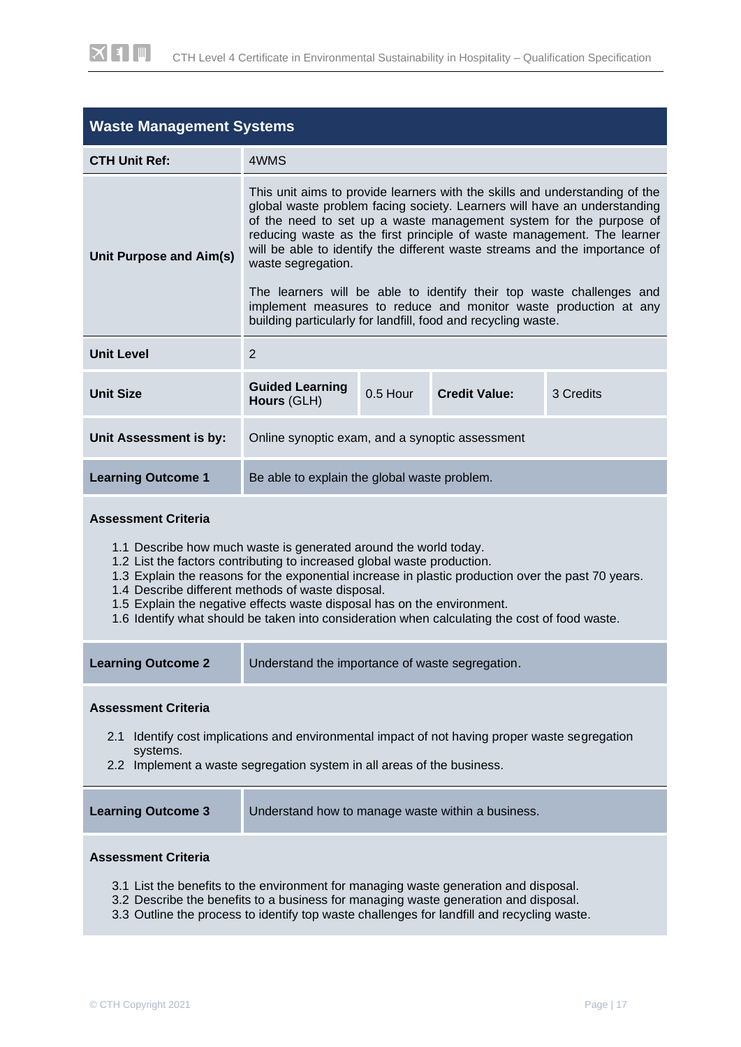## Waste Management Systems

| | | | | |
|---|---|---|---|---|
| **CTH Unit Ref:** | 4WMS | | | |
| **Unit Purpose and Aim(s)** | This unit aims to provide learners with the skills and understanding of the global waste problem facing society. Learners will have an understanding of the need to set up a waste management system for the purpose of reducing waste as the first principle of waste management. The learner will be able to identify the different waste streams and the importance of waste segregation.<br><br>The learners will be able to identify their top waste challenges and implement measures to reduce and monitor waste production at any building particularly for landfill, food and recycling waste. | | | |
| **Unit Level** | 2 | | | |
| **Unit Size** | **Guided Learning Hours** (GLH) | 0.5 Hour | **Credit Value:** | 3 Credits |
| **Unit Assessment is by:** | Online synoptic exam, and a synoptic assessment | | | |

| | |
|---|---|
| **Learning Outcome 1** | Be able to explain the global waste problem. |

**Assessment Criteria**

1.1 Describe how much waste is generated around the world today.
1.2 List the factors contributing to increased global waste production.
1.3 Explain the reasons for the exponential increase in plastic production over the past 70 years.
1.4 Describe different methods of waste disposal.
1.5 Explain the negative effects waste disposal has on the environment.
1.6 Identify what should be taken into consideration when calculating the cost of food waste.

| | |
|---|---|
| **Learning Outcome 2** | Understand the importance of waste segregation. |

**Assessment Criteria**

2.1 Identify cost implications and environmental impact of not having proper waste segregation systems.
2.2 Implement a waste segregation system in all areas of the business.

| | |
|---|---|
| **Learning Outcome 3** | Understand how to manage waste within a business. |

**Assessment Criteria**

3.1 List the benefits to the environment for managing waste generation and disposal.
3.2 Describe the benefits to a business for managing waste generation and disposal.
3.3 Outline the process to identify top waste challenges for landfill and recycling waste.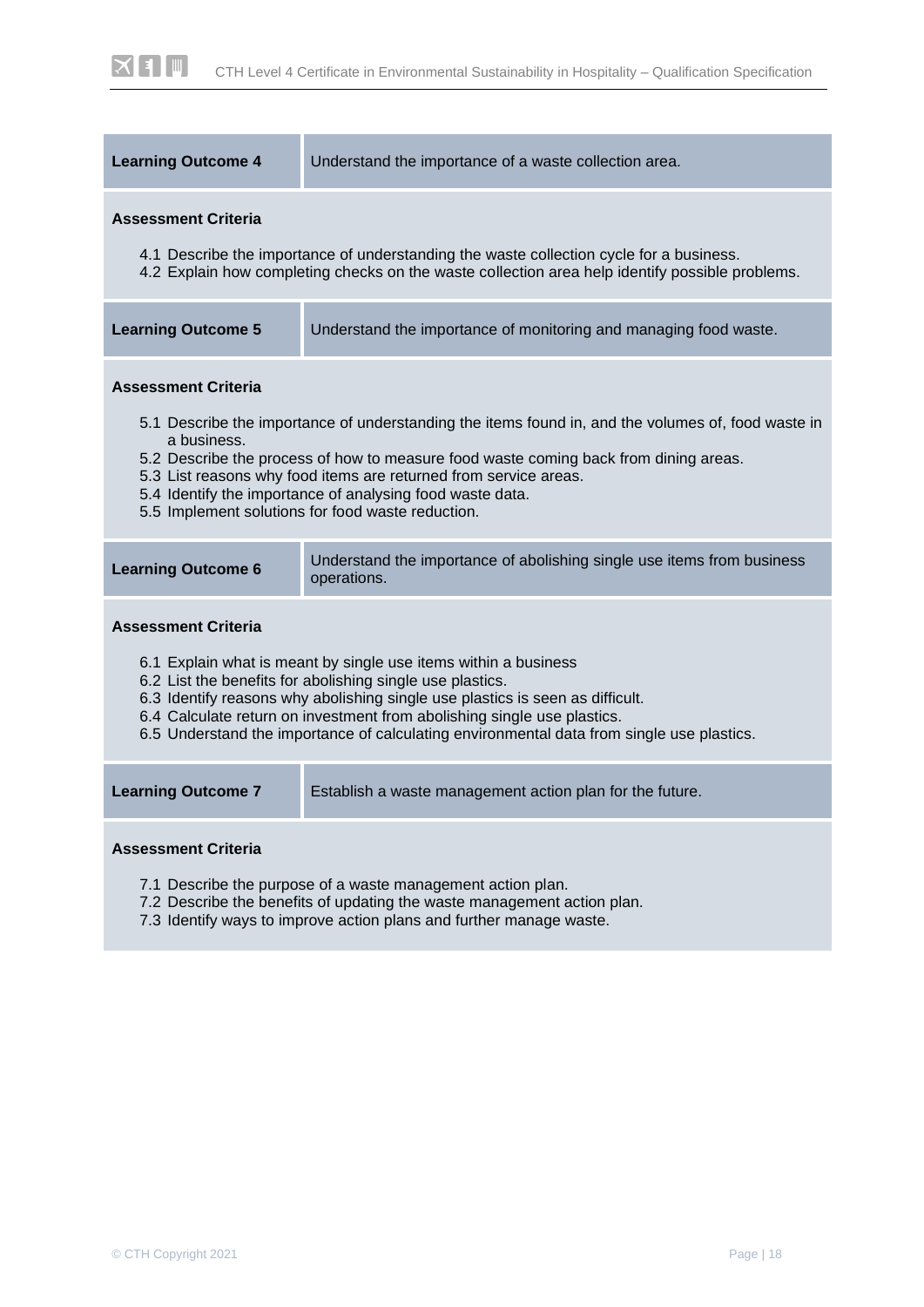| Learning Outcome 4 | Understand the importance of a waste collection area. |
|---|---|

**Assessment Criteria**

4.1 Describe the importance of understanding the waste collection cycle for a business.
4.2 Explain how completing checks on the waste collection area help identify possible problems.

| Learning Outcome 5 | Understand the importance of monitoring and managing food waste. |
|---|---|

**Assessment Criteria**

5.1 Describe the importance of understanding the items found in, and the volumes of, food waste in a business.
5.2 Describe the process of how to measure food waste coming back from dining areas.
5.3 List reasons why food items are returned from service areas.
5.4 Identify the importance of analysing food waste data.
5.5 Implement solutions for food waste reduction.

| Learning Outcome 6 | Understand the importance of abolishing single use items from business operations. |
|---|---|

**Assessment Criteria**

6.1 Explain what is meant by single use items within a business
6.2 List the benefits for abolishing single use plastics.
6.3 Identify reasons why abolishing single use plastics is seen as difficult.
6.4 Calculate return on investment from abolishing single use plastics.
6.5 Understand the importance of calculating environmental data from single use plastics.

| Learning Outcome 7 | Establish a waste management action plan for the future. |
|---|---|

**Assessment Criteria**

7.1 Describe the purpose of a waste management action plan.
7.2 Describe the benefits of updating the waste management action plan.
7.3 Identify ways to improve action plans and further manage waste.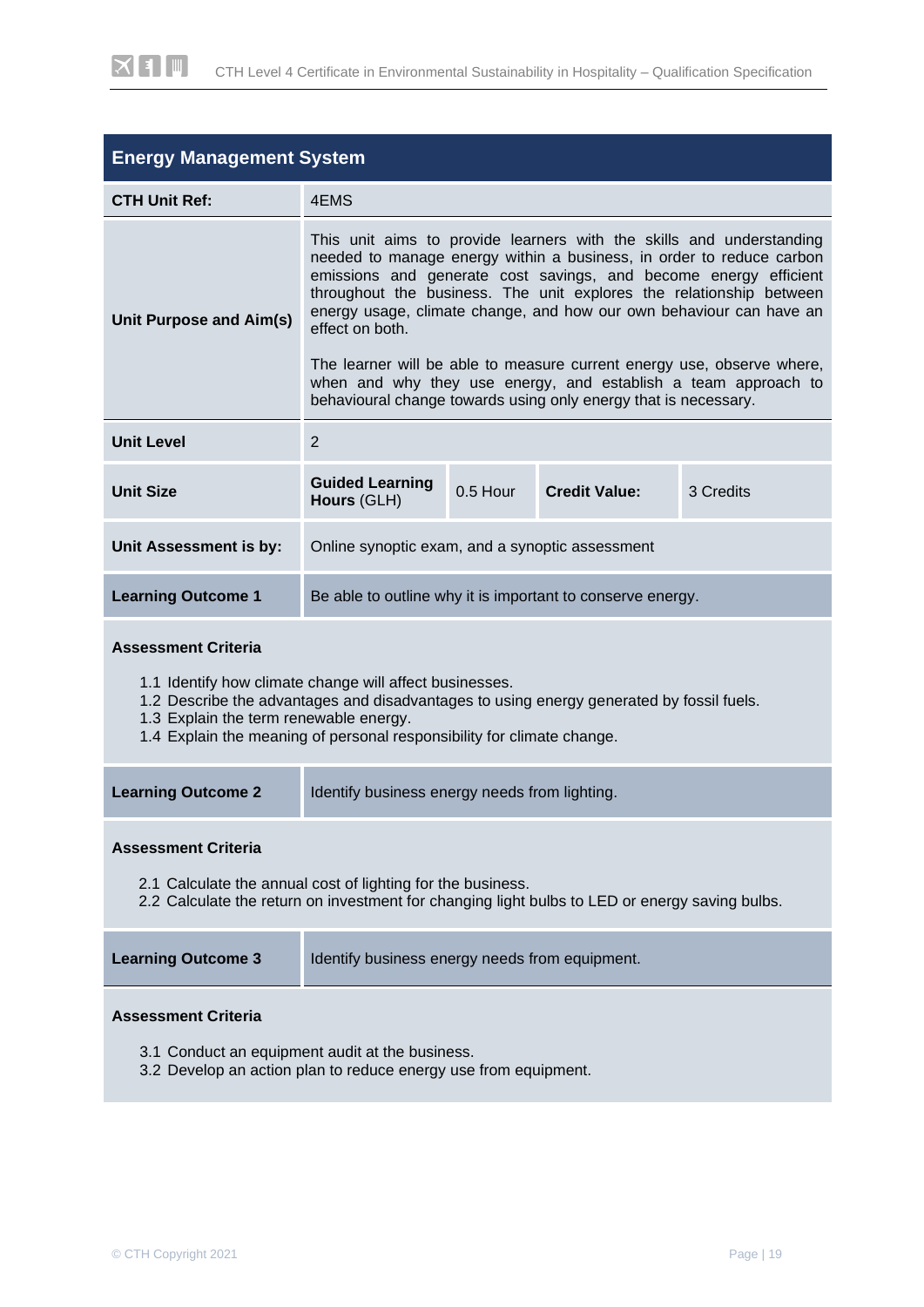## Energy Management System

| | | | | |
|---|---|---|---|---|
| **CTH Unit Ref:** | 4EMS | | | |
| **Unit Purpose and Aim(s)** | This unit aims to provide learners with the skills and understanding needed to manage energy within a business, in order to reduce carbon emissions and generate cost savings, and become energy efficient throughout the business. The unit explores the relationship between energy usage, climate change, and how our own behaviour can have an effect on both.<br><br>The learner will be able to measure current energy use, observe where, when and why they use energy, and establish a team approach to behavioural change towards using only energy that is necessary. | | | |
| **Unit Level** | 2 | | | |
| **Unit Size** | **Guided Learning Hours** (GLH) | 0.5 Hour | **Credit Value:** | 3 Credits |
| **Unit Assessment is by:** | Online synoptic exam, and a synoptic assessment | | | |

| | |
|---|---|
| **Learning Outcome 1** | Be able to outline why it is important to conserve energy. |

**Assessment Criteria**

1.1 Identify how climate change will affect businesses.
1.2 Describe the advantages and disadvantages to using energy generated by fossil fuels.
1.3 Explain the term renewable energy.
1.4 Explain the meaning of personal responsibility for climate change.

| | |
|---|---|
| **Learning Outcome 2** | Identify business energy needs from lighting. |

**Assessment Criteria**

2.1 Calculate the annual cost of lighting for the business.
2.2 Calculate the return on investment for changing light bulbs to LED or energy saving bulbs.

| | |
|---|---|
| **Learning Outcome 3** | Identify business energy needs from equipment. |

**Assessment Criteria**

3.1 Conduct an equipment audit at the business.
3.2 Develop an action plan to reduce energy use from equipment.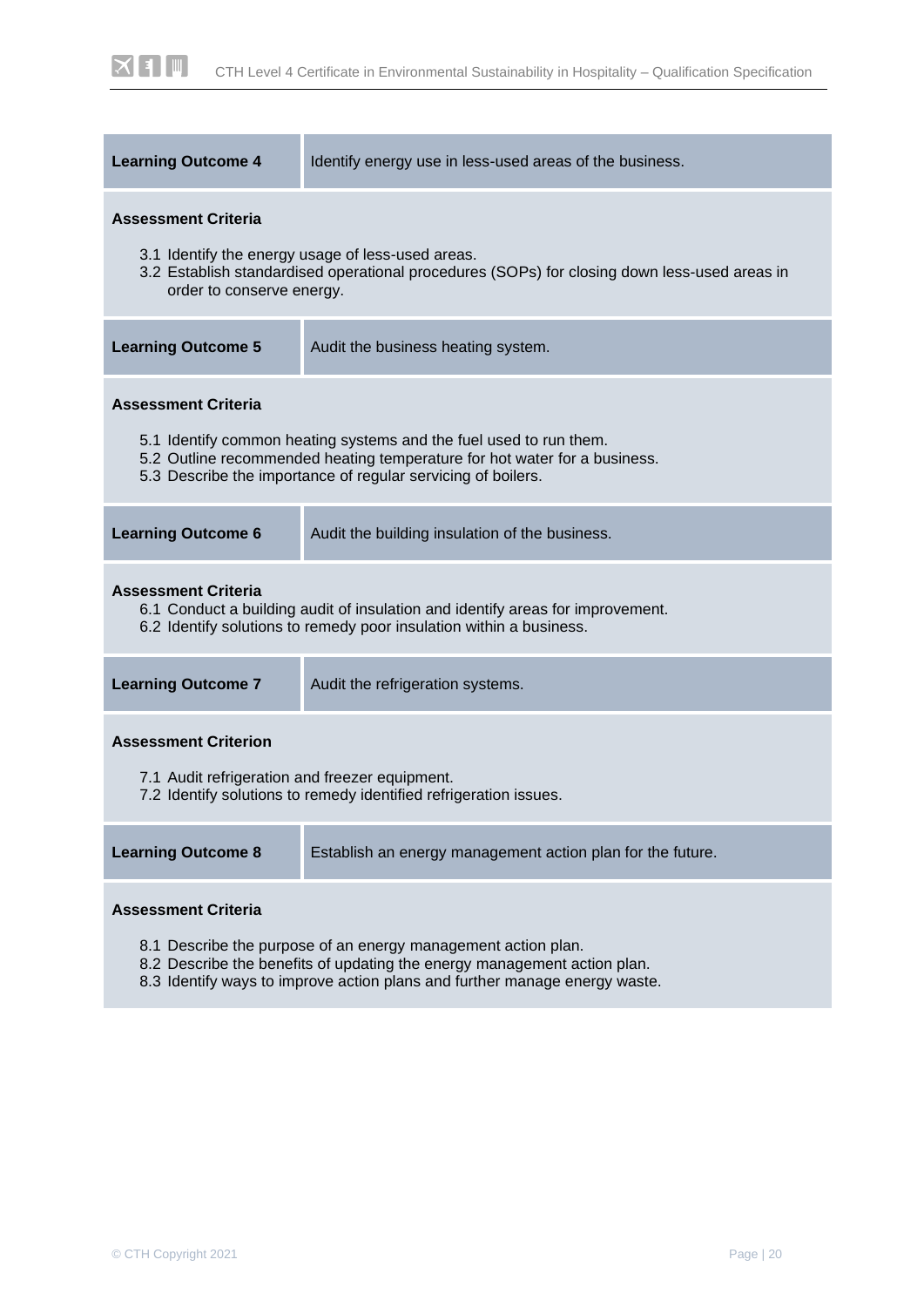| **Learning Outcome 4** | Identify energy use in less-used areas of the business. |
| --- | --- |

**Assessment Criteria**

3.1 Identify the energy usage of less-used areas.
3.2 Establish standardised operational procedures (SOPs) for closing down less-used areas in order to conserve energy.

| **Learning Outcome 5** | Audit the business heating system. |
| --- | --- |

**Assessment Criteria**

5.1 Identify common heating systems and the fuel used to run them.
5.2 Outline recommended heating temperature for hot water for a business.
5.3 Describe the importance of regular servicing of boilers.

| **Learning Outcome 6** | Audit the building insulation of the business. |
| --- | --- |

**Assessment Criteria**

6.1 Conduct a building audit of insulation and identify areas for improvement.
6.2 Identify solutions to remedy poor insulation within a business.

| **Learning Outcome 7** | Audit the refrigeration systems. |
| --- | --- |

**Assessment Criterion**

7.1 Audit refrigeration and freezer equipment.
7.2 Identify solutions to remedy identified refrigeration issues.

| **Learning Outcome 8** | Establish an energy management action plan for the future. |
| --- | --- |

**Assessment Criteria**

8.1 Describe the purpose of an energy management action plan.
8.2 Describe the benefits of updating the energy management action plan.
8.3 Identify ways to improve action plans and further manage energy waste.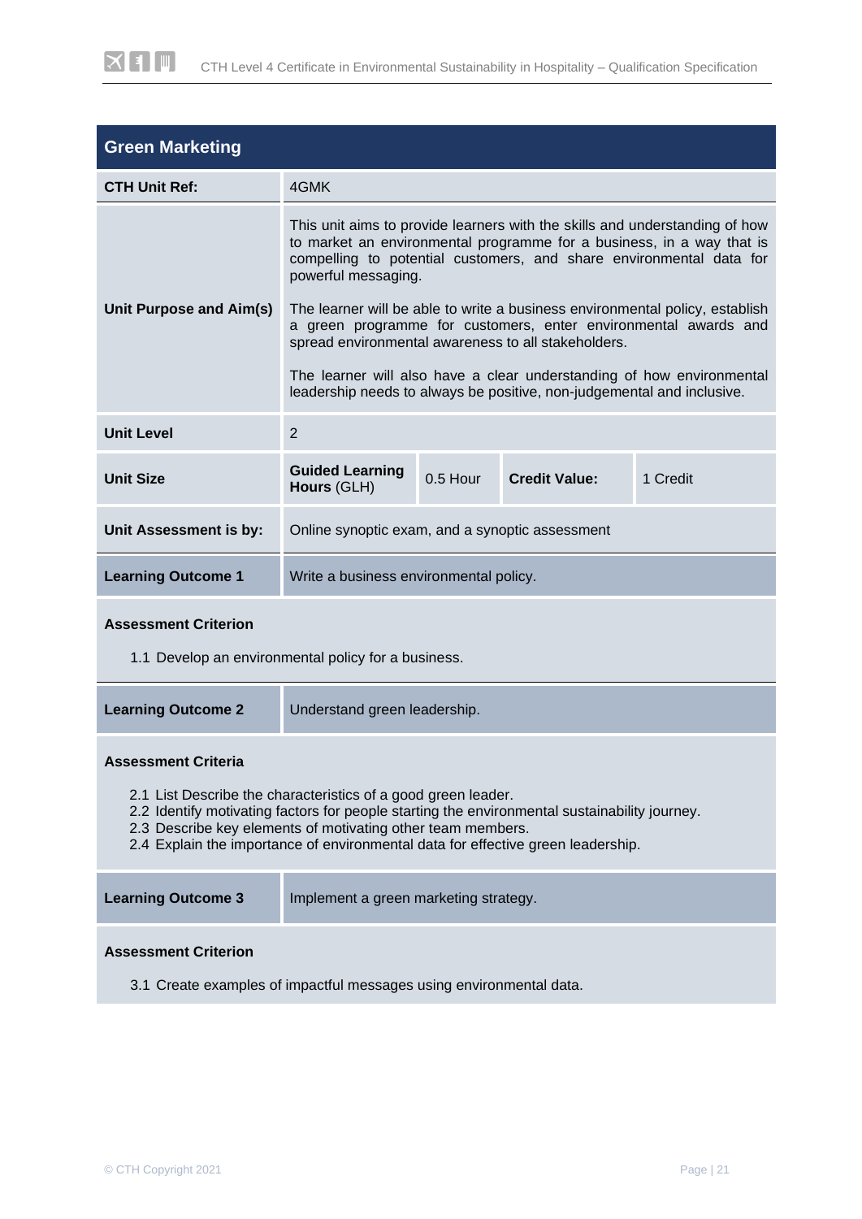## Green Marketing

| | | | | |
|---|---|---|---|---|
| **CTH Unit Ref:** | 4GMK | | | |
| **Unit Purpose and Aim(s)** | This unit aims to provide learners with the skills and understanding of how to market an environmental programme for a business, in a way that is compelling to potential customers, and share environmental data for powerful messaging.<br><br>The learner will be able to write a business environmental policy, establish a green programme for customers, enter environmental awards and spread environmental awareness to all stakeholders.<br><br>The learner will also have a clear understanding of how environmental leadership needs to always be positive, non-judgemental and inclusive. | | | |
| **Unit Level** | 2 | | | |
| **Unit Size** | **Guided Learning Hours** (GLH) | 0.5 Hour | **Credit Value:** | 1 Credit |
| **Unit Assessment is by:** | Online synoptic exam, and a synoptic assessment | | | |

| | |
|---|---|
| **Learning Outcome 1** | Write a business environmental policy. |

**Assessment Criterion**

1.1 Develop an environmental policy for a business.

| | |
|---|---|
| **Learning Outcome 2** | Understand green leadership. |

**Assessment Criteria**

2.1 List Describe the characteristics of a good green leader.
2.2 Identify motivating factors for people starting the environmental sustainability journey.
2.3 Describe key elements of motivating other team members.
2.4 Explain the importance of environmental data for effective green leadership.

| | |
|---|---|
| **Learning Outcome 3** | Implement a green marketing strategy. |

**Assessment Criterion**

3.1 Create examples of impactful messages using environmental data.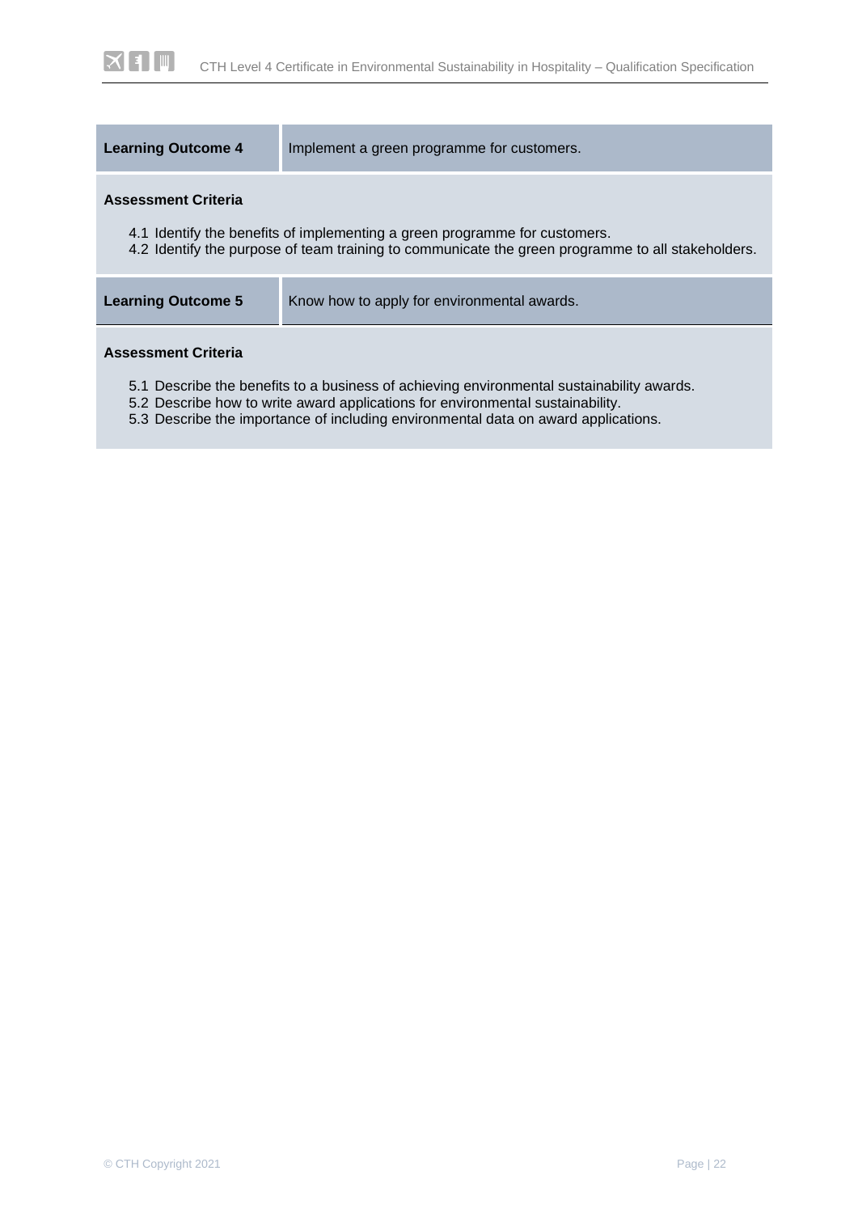| Learning Outcome 4 | Implement a green programme for customers. |
| --- | --- |

**Assessment Criteria**

4.1 Identify the benefits of implementing a green programme for customers.
4.2 Identify the purpose of team training to communicate the green programme to all stakeholders.

| Learning Outcome 5 | Know how to apply for environmental awards. |
| --- | --- |

**Assessment Criteria**

5.1 Describe the benefits to a business of achieving environmental sustainability awards.
5.2 Describe how to write award applications for environmental sustainability.
5.3 Describe the importance of including environmental data on award applications.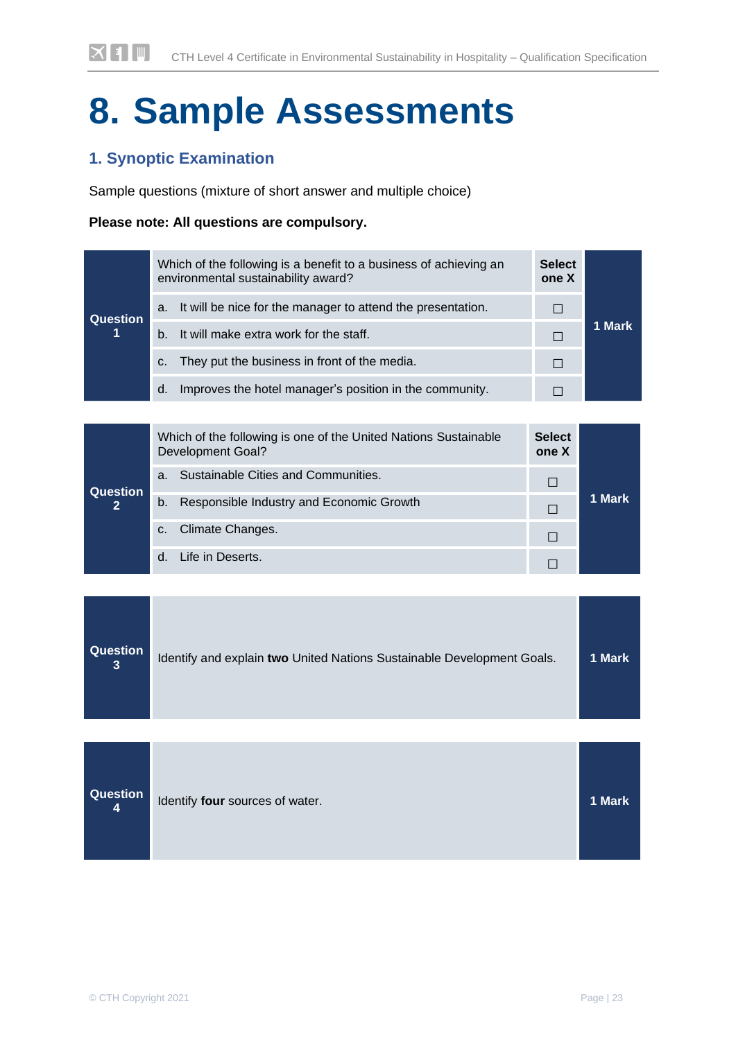# 8. Sample Assessments

## 1. Synoptic Examination

Sample questions (mixture of short answer and multiple choice)

**Please note: All questions are compulsory.**

| Question 1 | Which of the following is a benefit to a business of achieving an environmental sustainability award? | Select one X | 1 Mark |
|---|---|---|---|
| | a. It will be nice for the manager to attend the presentation. | ☐ | |
| | b. It will make extra work for the staff. | ☐ | |
| | c. They put the business in front of the media. | ☐ | |
| | d. Improves the hotel manager's position in the community. | ☐ | |

| Question 2 | Which of the following is one of the United Nations Sustainable Development Goal? | Select one X | 1 Mark |
|---|---|---|---|
| | a. Sustainable Cities and Communities. | ☐ | |
| | b. Responsible Industry and Economic Growth | ☐ | |
| | c. Climate Changes. | ☐ | |
| | d. Life in Deserts. | ☐ | |

| Question 3 | Identify and explain **two** United Nations Sustainable Development Goals. | 1 Mark |
|---|---|---|

| Question 4 | Identify **four** sources of water. | 1 Mark |
|---|---|---|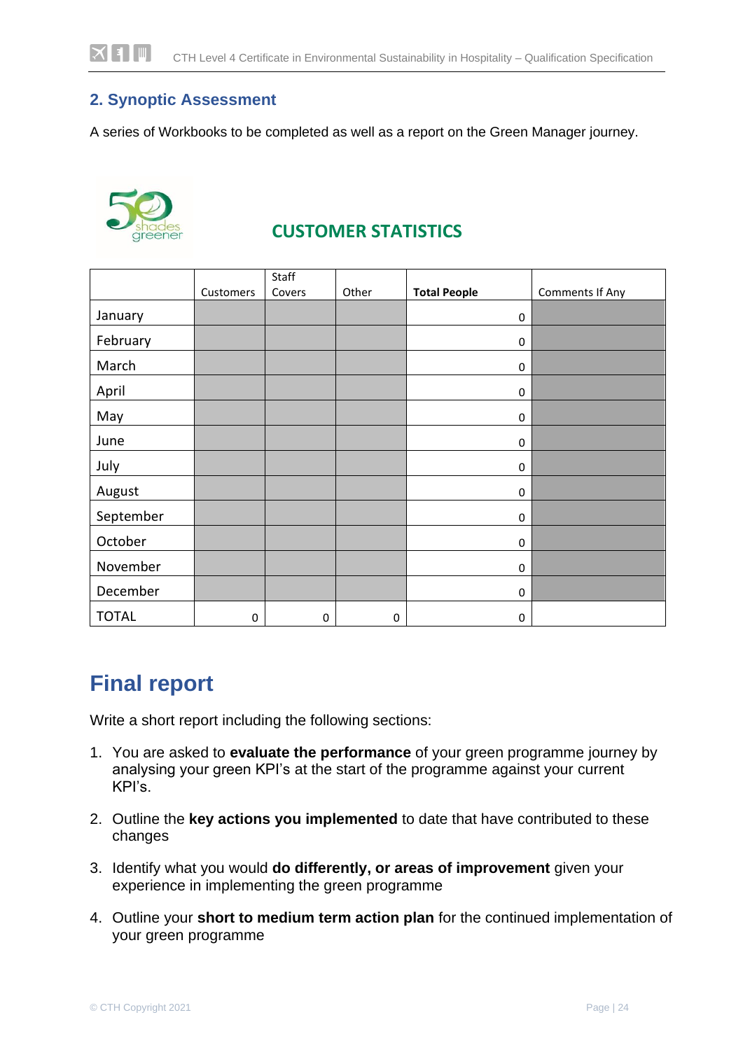## 2. Synoptic Assessment

A series of Workbooks to be completed as well as a report on the Green Manager journey.

50 shades greener

### CUSTOMER STATISTICS

| | Customers | Staff Covers | Other | **Total People** | Comments If Any |
|---|---|---|---|---|---|
| January | | | | 0 | |
| February | | | | 0 | |
| March | | | | 0 | |
| April | | | | 0 | |
| May | | | | 0 | |
| June | | | | 0 | |
| July | | | | 0 | |
| August | | | | 0 | |
| September | | | | 0 | |
| October | | | | 0 | |
| November | | | | 0 | |
| December | | | | 0 | |
| TOTAL | 0 | 0 | 0 | 0 | |

# Final report

Write a short report including the following sections:

1. You are asked to **evaluate the performance** of your green programme journey by analysing your green KPI's at the start of the programme against your current KPI's.

2. Outline the **key actions you implemented** to date that have contributed to these changes

3. Identify what you would **do differently, or areas of improvement** given your experience in implementing the green programme

4. Outline your **short to medium term action plan** for the continued implementation of your green programme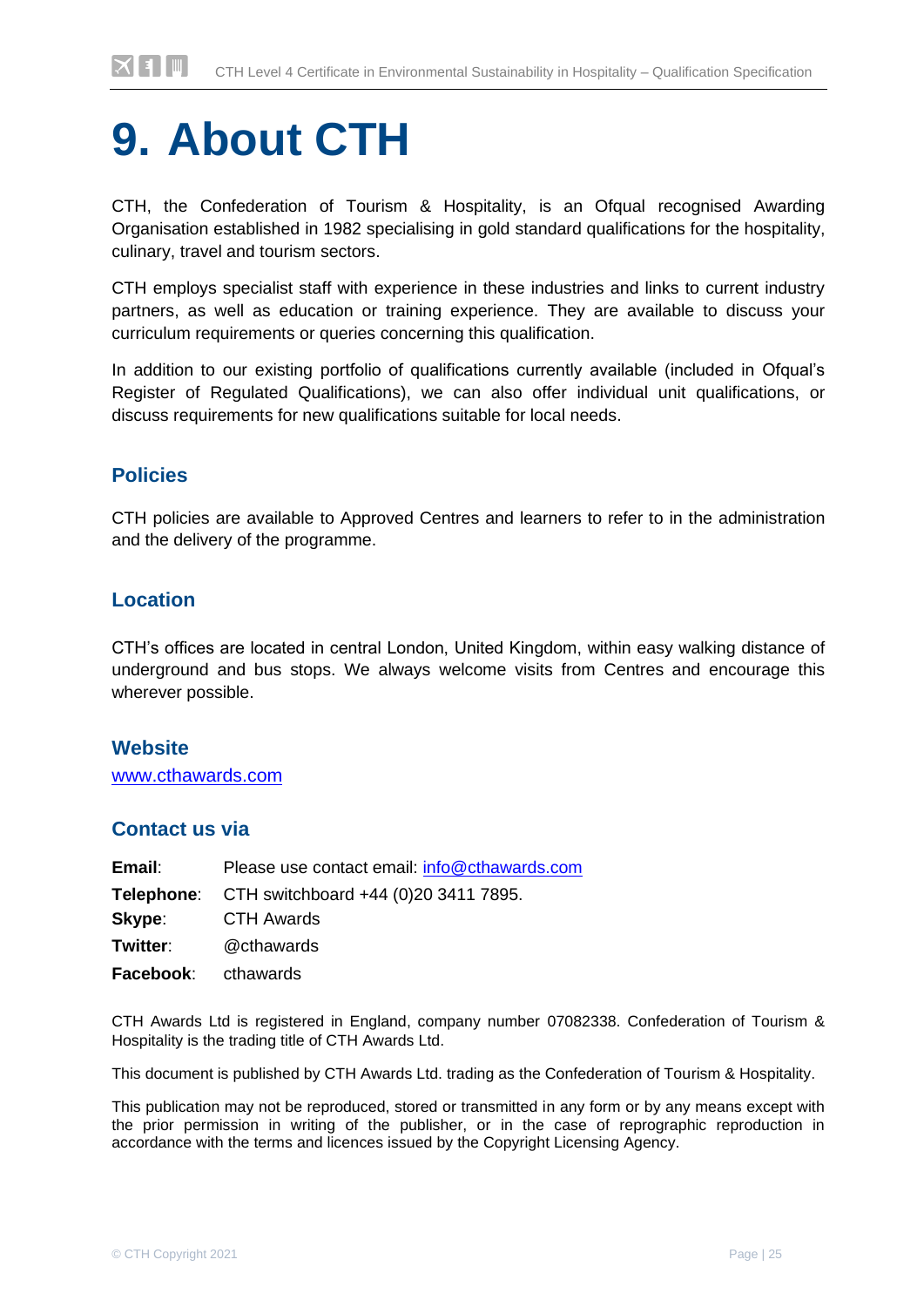# 9. About CTH

CTH, the Confederation of Tourism & Hospitality, is an Ofqual recognised Awarding Organisation established in 1982 specialising in gold standard qualifications for the hospitality, culinary, travel and tourism sectors.

CTH employs specialist staff with experience in these industries and links to current industry partners, as well as education or training experience. They are available to discuss your curriculum requirements or queries concerning this qualification.

In addition to our existing portfolio of qualifications currently available (included in Ofqual's Register of Regulated Qualifications), we can also offer individual unit qualifications, or discuss requirements for new qualifications suitable for local needs.

## Policies

CTH policies are available to Approved Centres and learners to refer to in the administration and the delivery of the programme.

## Location

CTH's offices are located in central London, United Kingdom, within easy walking distance of underground and bus stops. We always welcome visits from Centres and encourage this wherever possible.

## Website

www.cthawards.com

## Contact us via

**Email**: Please use contact email: info@cthawards.com

**Telephone**: CTH switchboard +44 (0)20 3411 7895.

**Skype**: CTH Awards

**Twitter**: @cthawards

**Facebook**: cthawards

CTH Awards Ltd is registered in England, company number 07082338. Confederation of Tourism & Hospitality is the trading title of CTH Awards Ltd.

This document is published by CTH Awards Ltd. trading as the Confederation of Tourism & Hospitality.

This publication may not be reproduced, stored or transmitted in any form or by any means except with the prior permission in writing of the publisher, or in the case of reprographic reproduction in accordance with the terms and licences issued by the Copyright Licensing Agency.